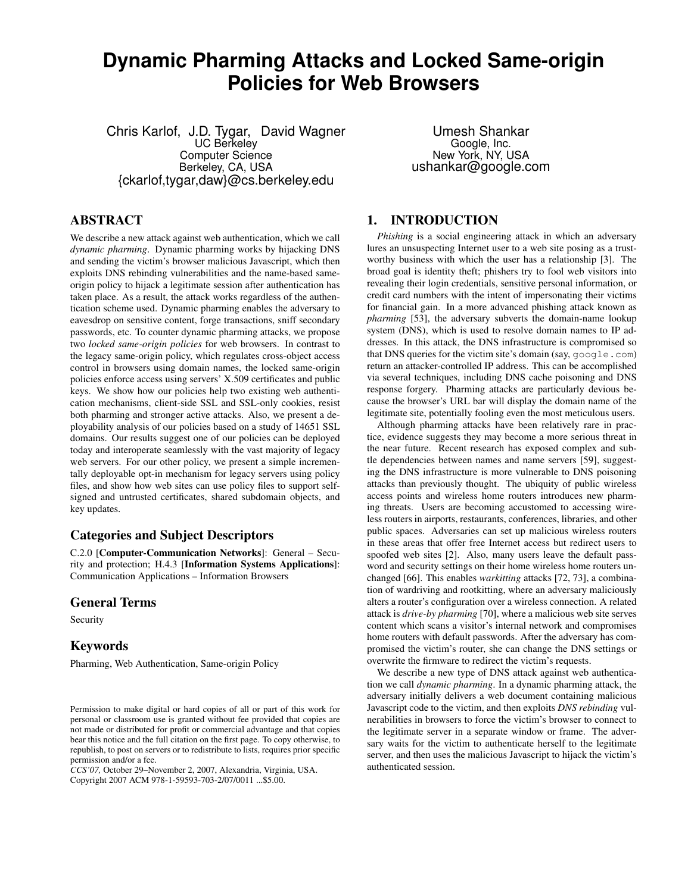# Dynamic Pharming Attacks and Locked Same-origin Policies for Web Browsers

Chris Karlof, J.D. Tygar, David Wagner
UC Berkeley
Computer Science
Berkeley, CA, USA
{ckarlof,tygar,daw}@cs.berkeley.edu

Umesh Shankar
Google, Inc.
New York, NY, USA
ushankar@google.com

## ABSTRACT

We describe a new attack against web authentication, which we call *dynamic pharming*. Dynamic pharming works by hijacking DNS and sending the victim's browser malicious Javascript, which then exploits DNS rebinding vulnerabilities and the name-based same-origin policy to hijack a legitimate session after authentication has taken place. As a result, the attack works regardless of the authentication scheme used. Dynamic pharming enables the adversary to eavesdrop on sensitive content, forge transactions, sniff secondary passwords, etc. To counter dynamic pharming attacks, we propose two *locked same-origin policies* for web browsers. In contrast to the legacy same-origin policy, which regulates cross-object access control in browsers using domain names, the locked same-origin policies enforce access using servers' X.509 certificates and public keys. We show how our policies help two existing web authentication mechanisms, client-side SSL and SSL-only cookies, resist both pharming and stronger active attacks. Also, we present a deployability analysis of our policies based on a study of 14651 SSL domains. Our results suggest one of our policies can be deployed today and interoperate seamlessly with the vast majority of legacy web servers. For our other policy, we present a simple incrementally deployable opt-in mechanism for legacy servers using policy files, and show how web sites can use policy files to support self-signed and untrusted certificates, shared subdomain objects, and key updates.

## Categories and Subject Descriptors

C.2.0 [**Computer-Communication Networks**]: General – Security and protection; H.4.3 [**Information Systems Applications**]: Communication Applications – Information Browsers

## General Terms

Security

## Keywords

Pharming, Web Authentication, Same-origin Policy

Permission to make digital or hard copies of all or part of this work for personal or classroom use is granted without fee provided that copies are not made or distributed for profit or commercial advantage and that copies bear this notice and the full citation on the first page. To copy otherwise, to republish, to post on servers or to redistribute to lists, requires prior specific permission and/or a fee.
*CCS'07,* October 29–November 2, 2007, Alexandria, Virginia, USA.
Copyright 2007 ACM 978-1-59593-703-2/07/0011 ...$5.00.

## 1. INTRODUCTION

*Phishing* is a social engineering attack in which an adversary lures an unsuspecting Internet user to a web site posing as a trustworthy business with which the user has a relationship [3]. The broad goal is identity theft; phishers try to fool web visitors into revealing their login credentials, sensitive personal information, or credit card numbers with the intent of impersonating their victims for financial gain. In a more advanced phishing attack known as *pharming* [53], the adversary subverts the domain-name lookup system (DNS), which is used to resolve domain names to IP addresses. In this attack, the DNS infrastructure is compromised so that DNS queries for the victim site's domain (say, `google.com`) return an attacker-controlled IP address. This can be accomplished via several techniques, including DNS cache poisoning and DNS response forgery. Pharming attacks are particularly devious because the browser's URL bar will display the domain name of the legitimate site, potentially fooling even the most meticulous users.

Although pharming attacks have been relatively rare in practice, evidence suggests they may become a more serious threat in the near future. Recent research has exposed complex and subtle dependencies between names and name servers [59], suggesting the DNS infrastructure is more vulnerable to DNS poisoning attacks than previously thought. The ubiquity of public wireless access points and wireless home routers introduces new pharming threats. Users are becoming accustomed to accessing wireless routers in airports, restaurants, conferences, libraries, and other public spaces. Adversaries can set up malicious wireless routers in these areas that offer free Internet access but redirect users to spoofed web sites [2]. Also, many users leave the default password and security settings on their home wireless home routers unchanged [66]. This enables *warkitting* attacks [72, 73], a combination of wardriving and rootkitting, where an adversary maliciously alters a router's configuration over a wireless connection. A related attack is *drive-by pharming* [70], where a malicious web site serves content which scans a visitor's internal network and compromises home routers with default passwords. After the adversary has compromised the victim's router, she can change the DNS settings or overwrite the firmware to redirect the victim's requests.

We describe a new type of DNS attack against web authentication we call *dynamic pharming*. In a dynamic pharming attack, the adversary initially delivers a web document containing malicious Javascript code to the victim, and then exploits *DNS rebinding* vulnerabilities in browsers to force the victim's browser to connect to the legitimate server in a separate window or frame. The adversary waits for the victim to authenticate herself to the legitimate server, and then uses the malicious Javascript to hijack the victim's authenticated session.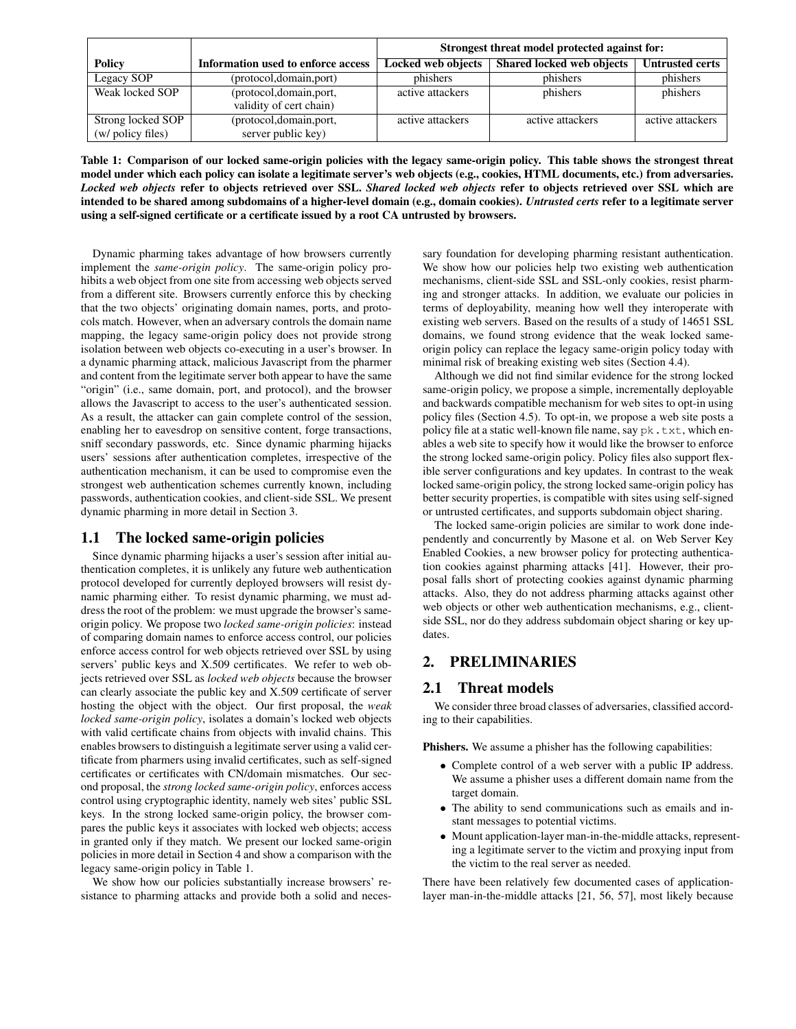| Policy | Information used to enforce access | Strongest threat model protected against for: | | |
|---|---|---|---|---|
| | | Locked web objects | Shared locked web objects | Untrusted certs |
| Legacy SOP | (protocol,domain,port) | phishers | phishers | phishers |
| Weak locked SOP | (protocol,domain,port, validity of cert chain) | active attackers | phishers | phishers |
| Strong locked SOP (w/ policy files) | (protocol,domain,port, server public key) | active attackers | active attackers | active attackers |

**Table 1: Comparison of our locked same-origin policies with the legacy same-origin policy. This table shows the strongest threat model under which each policy can isolate a legitimate server's web objects (e.g., cookies, HTML documents, etc.) from adversaries. *Locked web objects* refer to objects retrieved over SSL. *Shared locked web objects* refer to objects retrieved over SSL which are intended to be shared among subdomains of a higher-level domain (e.g., domain cookies). *Untrusted certs* refer to a legitimate server using a self-signed certificate or a certificate issued by a root CA untrusted by browsers.**

Dynamic pharming takes advantage of how browsers currently implement the *same-origin policy*. The same-origin policy prohibits a web object from one site from accessing web objects served from a different site. Browsers currently enforce this by checking that the two objects' originating domain names, ports, and protocols match. However, when an adversary controls the domain name mapping, the legacy same-origin policy does not provide strong isolation between web objects co-executing in a user's browser. In a dynamic pharming attack, malicious Javascript from the pharmer and content from the legitimate server both appear to have the same "origin" (i.e., same domain, port, and protocol), and the browser allows the Javascript to access to the user's authenticated session. As a result, the attacker can gain complete control of the session, enabling her to eavesdrop on sensitive content, forge transactions, sniff secondary passwords, etc. Since dynamic pharming hijacks users' sessions after authentication completes, irrespective of the authentication mechanism, it can be used to compromise even the strongest web authentication schemes currently known, including passwords, authentication cookies, and client-side SSL. We present dynamic pharming in more detail in Section 3.

## 1.1 The locked same-origin policies

Since dynamic pharming hijacks a user's session after initial authentication completes, it is unlikely any future web authentication protocol developed for currently deployed browsers will resist dynamic pharming either. To resist dynamic pharming, we must address the root of the problem: we must upgrade the browser's same-origin policy. We propose two *locked same-origin policies*: instead of comparing domain names to enforce access control, our policies enforce access control for web objects retrieved over SSL by using servers' public keys and X.509 certificates. We refer to web objects retrieved over SSL as *locked web objects* because the browser can clearly associate the public key and X.509 certificate of server hosting the object with the object. Our first proposal, the *weak locked same-origin policy*, isolates a domain's locked web objects with valid certificate chains from objects with invalid chains. This enables browsers to distinguish a legitimate server using a valid certificate from pharmers using invalid certificates, such as self-signed certificates or certificates with CN/domain mismatches. Our second proposal, the *strong locked same-origin policy*, enforces access control using cryptographic identity, namely web sites' public SSL keys. In the strong locked same-origin policy, the browser compares the public keys it associates with locked web objects; access in granted only if they match. We present our locked same-origin policies in more detail in Section 4 and show a comparison with the legacy same-origin policy in Table 1.

We show how our policies substantially increase browsers' resistance to pharming attacks and provide both a solid and necessary foundation for developing pharming resistant authentication. We show how our policies help two existing web authentication mechanisms, client-side SSL and SSL-only cookies, resist pharming and stronger attacks. In addition, we evaluate our policies in terms of deployability, meaning how well they interoperate with existing web servers. Based on the results of a study of 14651 SSL domains, we found strong evidence that the weak locked same-origin policy can replace the legacy same-origin policy today with minimal risk of breaking existing web sites (Section 4.4).

Although we did not find similar evidence for the strong locked same-origin policy, we propose a simple, incrementally deployable and backwards compatible mechanism for web sites to opt-in using policy files (Section 4.5). To opt-in, we propose a web site posts a policy file at a static well-known file name, say `pk.txt`, which enables a web site to specify how it would like the browser to enforce the strong locked same-origin policy. Policy files also support flexible server configurations and key updates. In contrast to the weak locked same-origin policy, the strong locked same-origin policy has better security properties, is compatible with sites using self-signed or untrusted certificates, and supports subdomain object sharing.

The locked same-origin policies are similar to work done independently and concurrently by Masone et al. on Web Server Key Enabled Cookies, a new browser policy for protecting authentication cookies against pharming attacks [41]. However, their proposal falls short of protecting cookies against dynamic pharming attacks. Also, they do not address pharming attacks against other web objects or other web authentication mechanisms, e.g., client-side SSL, nor do they address subdomain object sharing or key updates.

# 2. PRELIMINARIES

## 2.1 Threat models

We consider three broad classes of adversaries, classified according to their capabilities.

**Phishers.** We assume a phisher has the following capabilities:

- Complete control of a web server with a public IP address. We assume a phisher uses a different domain name from the target domain.
- The ability to send communications such as emails and instant messages to potential victims.
- Mount application-layer man-in-the-middle attacks, representing a legitimate server to the victim and proxying input from the victim to the real server as needed.

There have been relatively few documented cases of application-layer man-in-the-middle attacks [21, 56, 57], most likely because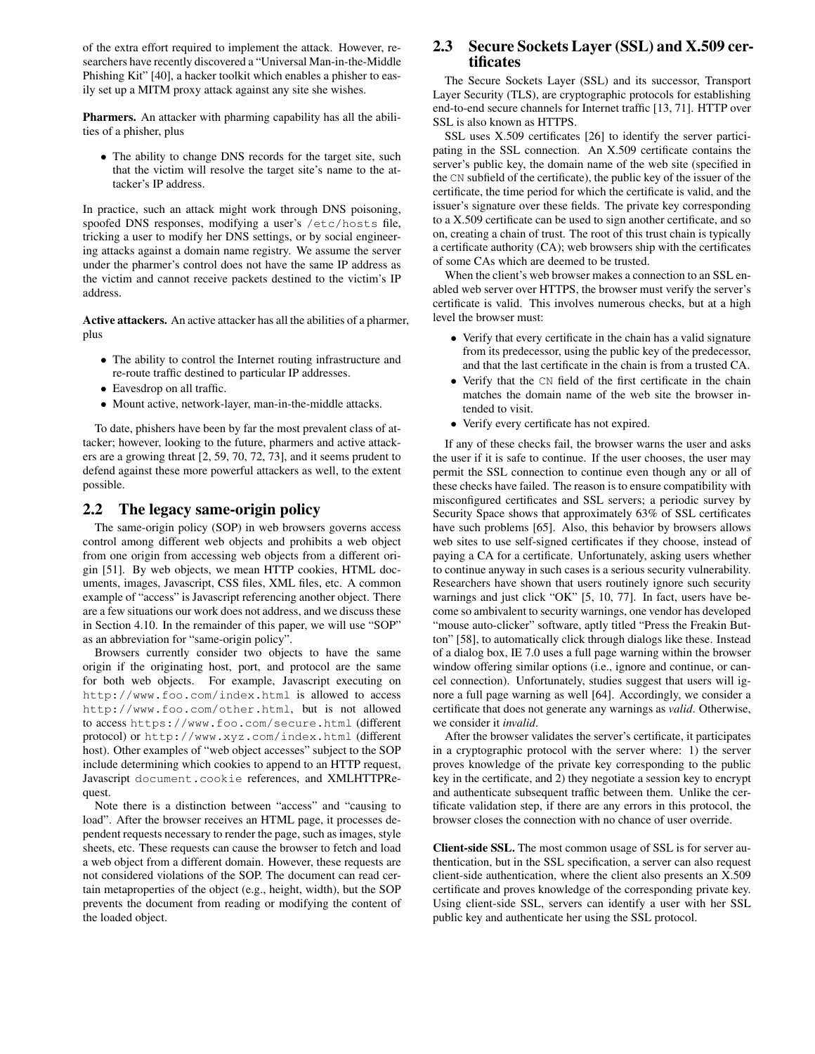of the extra effort required to implement the attack. However, researchers have recently discovered a "Universal Man-in-the-Middle Phishing Kit" [40], a hacker toolkit which enables a phisher to easily set up a MITM proxy attack against any site she wishes.

**Pharmers.** An attacker with pharming capability has all the abilities of a phisher, plus

- The ability to change DNS records for the target site, such that the victim will resolve the target site's name to the attacker's IP address.

In practice, such an attack might work through DNS poisoning, spoofed DNS responses, modifying a user's `/etc/hosts` file, tricking a user to modify her DNS settings, or by social engineering attacks against a domain name registry. We assume the server under the pharmer's control does not have the same IP address as the victim and cannot receive packets destined to the victim's IP address.

**Active attackers.** An active attacker has all the abilities of a pharmer, plus

- The ability to control the Internet routing infrastructure and re-route traffic destined to particular IP addresses.
- Eavesdrop on all traffic.
- Mount active, network-layer, man-in-the-middle attacks.

To date, phishers have been by far the most prevalent class of attacker; however, looking to the future, pharmers and active attackers are a growing threat [2, 59, 70, 72, 73], and it seems prudent to defend against these more powerful attackers as well, to the extent possible.

## 2.2 The legacy same-origin policy

The same-origin policy (SOP) in web browsers governs access control among different web objects and prohibits a web object from one origin from accessing web objects from a different origin [51]. By web objects, we mean HTTP cookies, HTML documents, images, Javascript, CSS files, XML files, etc. A common example of "access" is Javascript referencing another object. There are a few situations our work does not address, and we discuss these in Section 4.10. In the remainder of this paper, we will use "SOP" as an abbreviation for "same-origin policy".

Browsers currently consider two objects to have the same origin if the originating host, port, and protocol are the same for both web objects. For example, Javascript executing on `http://www.foo.com/index.html` is allowed to access `http://www.foo.com/other.html`, but is not allowed to access `https://www.foo.com/secure.html` (different protocol) or `http://www.xyz.com/index.html` (different host). Other examples of "web object accesses" subject to the SOP include determining which cookies to append to an HTTP request, Javascript `document.cookie` references, and XMLHTTPRequest.

Note there is a distinction between "access" and "causing to load". After the browser receives an HTML page, it processes dependent requests necessary to render the page, such as images, style sheets, etc. These requests can cause the browser to fetch and load a web object from a different domain. However, these requests are not considered violations of the SOP. The document can read certain metaproperties of the object (e.g., height, width), but the SOP prevents the document from reading or modifying the content of the loaded object.

## 2.3 Secure Sockets Layer (SSL) and X.509 certificates

The Secure Sockets Layer (SSL) and its successor, Transport Layer Security (TLS), are cryptographic protocols for establishing end-to-end secure channels for Internet traffic [13, 71]. HTTP over SSL is also known as HTTPS.

SSL uses X.509 certificates [26] to identify the server participating in the SSL connection. An X.509 certificate contains the server's public key, the domain name of the web site (specified in the `CN` subfield of the certificate), the public key of the issuer of the certificate, the time period for which the certificate is valid, and the issuer's signature over these fields. The private key corresponding to a X.509 certificate can be used to sign another certificate, and so on, creating a chain of trust. The root of this trust chain is typically a certificate authority (CA); web browsers ship with the certificates of some CAs which are deemed to be trusted.

When the client's web browser makes a connection to an SSL enabled web server over HTTPS, the browser must verify the server's certificate is valid. This involves numerous checks, but at a high level the browser must:

- Verify that every certificate in the chain has a valid signature from its predecessor, using the public key of the predecessor, and that the last certificate in the chain is from a trusted CA.
- Verify that the `CN` field of the first certificate in the chain matches the domain name of the web site the browser intended to visit.
- Verify every certificate has not expired.

If any of these checks fail, the browser warns the user and asks the user if it is safe to continue. If the user chooses, the user may permit the SSL connection to continue even though any or all of these checks have failed. The reason is to ensure compatibility with misconfigured certificates and SSL servers; a periodic survey by Security Space shows that approximately 63% of SSL certificates have such problems [65]. Also, this behavior by browsers allows web sites to use self-signed certificates if they choose, instead of paying a CA for a certificate. Unfortunately, asking users whether to continue anyway in such cases is a serious security vulnerability. Researchers have shown that users routinely ignore such security warnings and just click "OK" [5, 10, 77]. In fact, users have become so ambivalent to security warnings, one vendor has developed "mouse auto-clicker" software, aptly titled "Press the Freakin Button" [58], to automatically click through dialogs like these. Instead of a dialog box, IE 7.0 uses a full page warning within the browser window offering similar options (i.e., ignore and continue, or cancel connection). Unfortunately, studies suggest that users will ignore a full page warning as well [64]. Accordingly, we consider a certificate that does not generate any warnings as *valid*. Otherwise, we consider it *invalid*.

After the browser validates the server's certificate, it participates in a cryptographic protocol with the server where: 1) the server proves knowledge of the private key corresponding to the public key in the certificate, and 2) they negotiate a session key to encrypt and authenticate subsequent traffic between them. Unlike the certificate validation step, if there are any errors in this protocol, the browser closes the connection with no chance of user override.

**Client-side SSL.** The most common usage of SSL is for server authentication, but in the SSL specification, a server can also request client-side authentication, where the client also presents an X.509 certificate and proves knowledge of the corresponding private key. Using client-side SSL, servers can identify a user with her SSL public key and authenticate her using the SSL protocol.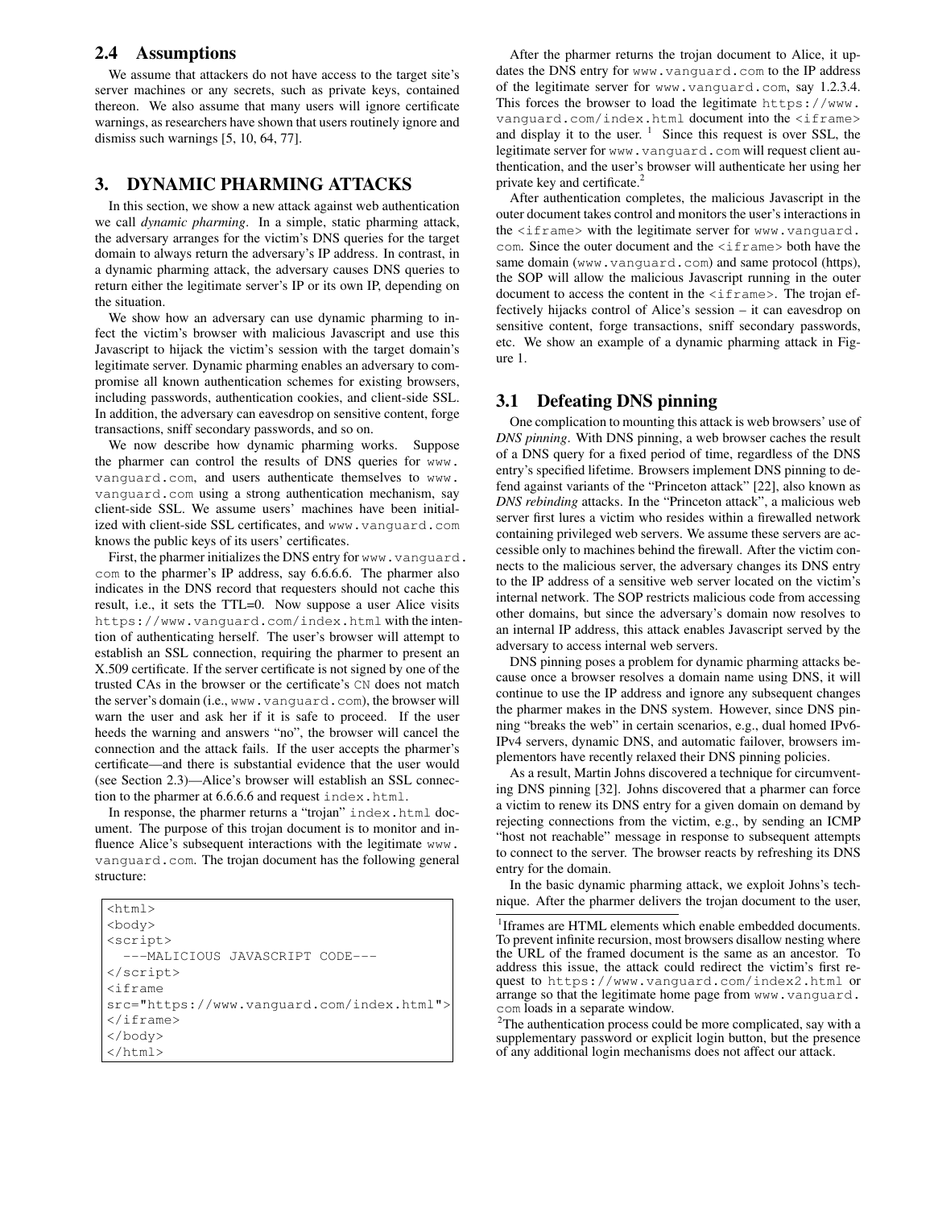## 2.4 Assumptions

We assume that attackers do not have access to the target site's server machines or any secrets, such as private keys, contained thereon. We also assume that many users will ignore certificate warnings, as researchers have shown that users routinely ignore and dismiss such warnings [5, 10, 64, 77].

# 3. DYNAMIC PHARMING ATTACKS

In this section, we show a new attack against web authentication we call *dynamic pharming*. In a simple, static pharming attack, the adversary arranges for the victim's DNS queries for the target domain to always return the adversary's IP address. In contrast, in a dynamic pharming attack, the adversary causes DNS queries to return either the legitimate server's IP or its own IP, depending on the situation.

We show how an adversary can use dynamic pharming to infect the victim's browser with malicious Javascript and use this Javascript to hijack the victim's session with the target domain's legitimate server. Dynamic pharming enables an adversary to compromise all known authentication schemes for existing browsers, including passwords, authentication cookies, and client-side SSL. In addition, the adversary can eavesdrop on sensitive content, forge transactions, sniff secondary passwords, and so on.

We now describe how dynamic pharming works. Suppose the pharmer can control the results of DNS queries for `www.vanguard.com`, and users authenticate themselves to `www.vanguard.com` using a strong authentication mechanism, say client-side SSL. We assume users' machines have been initialized with client-side SSL certificates, and `www.vanguard.com` knows the public keys of its users' certificates.

First, the pharmer initializes the DNS entry for `www.vanguard.com` to the pharmer's IP address, say 6.6.6.6. The pharmer also indicates in the DNS record that requesters should not cache this result, i.e., it sets the TTL=0. Now suppose a user Alice visits `https://www.vanguard.com/index.html` with the intention of authenticating herself. The user's browser will attempt to establish an SSL connection, requiring the pharmer to present an X.509 certificate. If the server certificate is not signed by one of the trusted CAs in the browser or the certificate's `CN` does not match the server's domain (i.e., `www.vanguard.com`), the browser will warn the user and ask her if it is safe to proceed. If the user heeds the warning and answers "no", the browser will cancel the connection and the attack fails. If the user accepts the pharmer's certificate—and there is substantial evidence that the user would (see Section 2.3)—Alice's browser will establish an SSL connection to the pharmer at 6.6.6.6 and request `index.html`.

In response, the pharmer returns a "trojan" `index.html` document. The purpose of this trojan document is to monitor and influence Alice's subsequent interactions with the legitimate `www.vanguard.com`. The trojan document has the following general structure:

```
<html>
<body>
<script>
  ---MALICIOUS JAVASCRIPT CODE---
</script>
<iframe
src="https://www.vanguard.com/index.html">
</iframe>
</body>
</html>
```

After the pharmer returns the trojan document to Alice, it updates the DNS entry for `www.vanguard.com` to the IP address of the legitimate server for `www.vanguard.com`, say 1.2.3.4. This forces the browser to load the legitimate `https://www.vanguard.com/index.html` document into the `<iframe>` and display it to the user. [1] Since this request is over SSL, the legitimate server for `www.vanguard.com` will request client authentication, and the user's browser will authenticate her using her private key and certificate.[2]

After authentication completes, the malicious Javascript in the outer document takes control and monitors the user's interactions in the `<iframe>` with the legitimate server for `www.vanguard.com`. Since the outer document and the `<iframe>` both have the same domain (`www.vanguard.com`) and same protocol (https), the SOP will allow the malicious Javascript running in the outer document to access the content in the `<iframe>`. The trojan effectively hijacks control of Alice's session – it can eavesdrop on sensitive content, forge transactions, sniff secondary passwords, etc. We show an example of a dynamic pharming attack in Figure 1.

## 3.1 Defeating DNS pinning

One complication to mounting this attack is web browsers' use of *DNS pinning*. With DNS pinning, a web browser caches the result of a DNS query for a fixed period of time, regardless of the DNS entry's specified lifetime. Browsers implement DNS pinning to defend against variants of the "Princeton attack" [22], also known as *DNS rebinding* attacks. In the "Princeton attack", a malicious web server first lures a victim who resides within a firewalled network containing privileged web servers. We assume these servers are accessible only to machines behind the firewall. After the victim connects to the malicious server, the adversary changes its DNS entry to the IP address of a sensitive web server located on the victim's internal network. The SOP restricts malicious code from accessing other domains, but since the adversary's domain now resolves to an internal IP address, this attack enables Javascript served by the adversary to access internal web servers.

DNS pinning poses a problem for dynamic pharming attacks because once a browser resolves a domain name using DNS, it will continue to use the IP address and ignore any subsequent changes the pharmer makes in the DNS system. However, since DNS pinning "breaks the web" in certain scenarios, e.g., dual homed IPv6-IPv4 servers, dynamic DNS, and automatic failover, browsers implementors have recently relaxed their DNS pinning policies.

As a result, Martin Johns discovered a technique for circumventing DNS pinning [32]. Johns discovered that a pharmer can force a victim to renew its DNS entry for a given domain on demand by rejecting connections from the victim, e.g., by sending an ICMP "host not reachable" message in response to subsequent attempts to connect to the server. The browser reacts by refreshing its DNS entry for the domain.

In the basic dynamic pharming attack, we exploit Johns's technique. After the pharmer delivers the trojan document to the user,

[1] Iframes are HTML elements which enable embedded documents. To prevent infinite recursion, most browsers disallow nesting where the URL of the framed document is the same as an ancestor. To address this issue, the attack could redirect the victim's first request to `https://www.vanguard.com/index2.html` or arrange so that the legitimate home page from `www.vanguard.com` loads in a separate window.

[2] The authentication process could be more complicated, say with a supplementary password or explicit login button, but the presence of any additional login mechanisms does not affect our attack.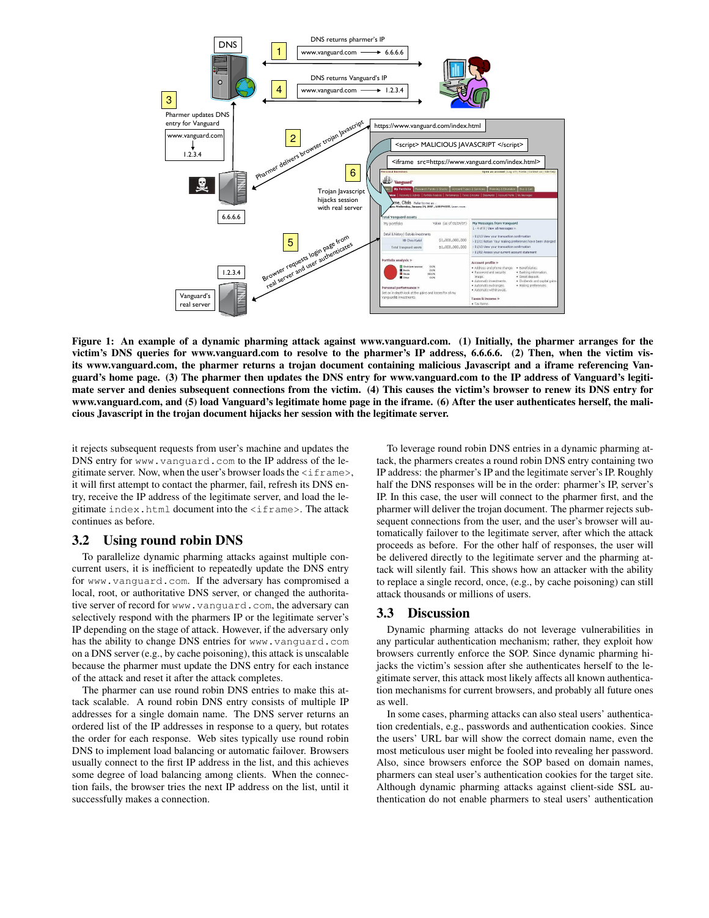**Figure 1: An example of a dynamic pharming attack against www.vanguard.com. (1) Initially, the pharmer arranges for the victim's DNS queries for www.vanguard.com to resolve to the pharmer's IP address, 6.6.6.6. (2) Then, when the victim visits www.vanguard.com, the pharmer returns a trojan document containing malicious Javascript and a iframe referencing Vanguard's home page. (3) The pharmer then updates the DNS entry for www.vanguard.com to the IP address of Vanguard's legitimate server and denies subsequent connections from the victim. (4) This causes the victim's browser to renew its DNS entry for www.vanguard.com, and (5) load Vanguard's legitimate home page in the iframe. (6) After the user authenticates herself, the malicious Javascript in the trojan document hijacks her session with the legitimate server.**

it rejects subsequent requests from user's machine and updates the DNS entry for `www.vanguard.com` to the IP address of the legitimate server. Now, when the user's browser loads the `<iframe>`, it will first attempt to contact the pharmer, fail, refresh its DNS entry, receive the IP address of the legitimate server, and load the legitimate `index.html` document into the `<iframe>`. The attack continues as before.

## 3.2 Using round robin DNS

To parallelize dynamic pharming attacks against multiple concurrent users, it is inefficient to repeatedly update the DNS entry for `www.vanguard.com`. If the adversary has compromised a local, root, or authoritative DNS server, or changed the authoritative server of record for `www.vanguard.com`, the adversary can selectively respond with the pharmers IP or the legitimate server's IP depending on the stage of attack. However, if the adversary only has the ability to change DNS entries for `www.vanguard.com` on a DNS server (e.g., by cache poisoning), this attack is unscalable because the pharmer must update the DNS entry for each instance of the attack and reset it after the attack completes.

The pharmer can use round robin DNS entries to make this attack scalable. A round robin DNS entry consists of multiple IP addresses for a single domain name. The DNS server returns an ordered list of the IP addresses in response to a query, but rotates the order for each response. Web sites typically use round robin DNS to implement load balancing or automatic failover. Browsers usually connect to the first IP address in the list, and this achieves some degree of load balancing among clients. When the connection fails, the browser tries the next IP address on the list, until it successfully makes a connection.

To leverage round robin DNS entries in a dynamic pharming attack, the pharmers creates a round robin DNS entry containing two IP address: the pharmer's IP and the legitimate server's IP. Roughly half the DNS responses will be in the order: pharmer's IP, server's IP. In this case, the user will connect to the pharmer first, and the pharmer will deliver the trojan document. The pharmer rejects subsequent connections from the user, and the user's browser will automatically failover to the legitimate server, after which the attack proceeds as before. For the other half of responses, the user will be delivered directly to the legitimate server and the pharming attack will silently fail. This shows how an attacker with the ability to replace a single record, once, (e.g., by cache poisoning) can still attack thousands or millions of users.

## 3.3 Discussion

Dynamic pharming attacks do not leverage vulnerabilities in any particular authentication mechanism; rather, they exploit how browsers currently enforce the SOP. Since dynamic pharming hijacks the victim's session after she authenticates herself to the legitimate server, this attack most likely affects all known authentication mechanisms for current browsers, and probably all future ones as well.

In some cases, pharming attacks can also steal users' authentication credentials, e.g., passwords and authentication cookies. Since the users' URL bar will show the correct domain name, even the most meticulous user might be fooled into revealing her password. Also, since browsers enforce the SOP based on domain names, pharmers can steal user's authentication cookies for the target site. Although dynamic pharming attacks against client-side SSL authentication do not enable pharmers to steal users' authentication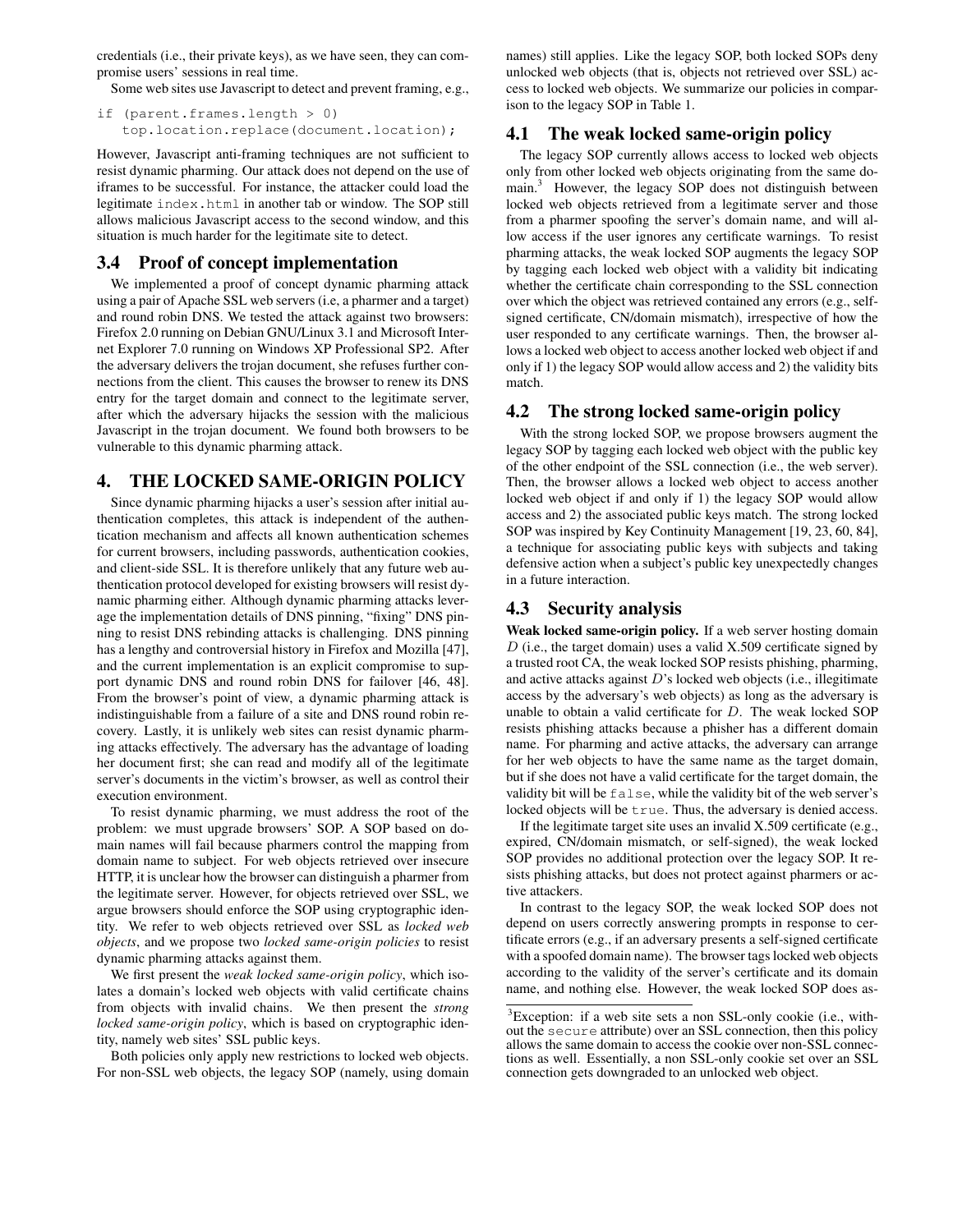credentials (i.e., their private keys), as we have seen, they can compromise users' sessions in real time.

Some web sites use Javascript to detect and prevent framing, e.g.,

```
if (parent.frames.length > 0)
   top.location.replace(document.location);
```

However, Javascript anti-framing techniques are not sufficient to resist dynamic pharming. Our attack does not depend on the use of iframes to be successful. For instance, the attacker could load the legitimate `index.html` in another tab or window. The SOP still allows malicious Javascript access to the second window, and this situation is much harder for the legitimate site to detect.

## 3.4 Proof of concept implementation

We implemented a proof of concept dynamic pharming attack using a pair of Apache SSL web servers (i.e, a pharmer and a target) and round robin DNS. We tested the attack against two browsers: Firefox 2.0 running on Debian GNU/Linux 3.1 and Microsoft Internet Explorer 7.0 running on Windows XP Professional SP2. After the adversary delivers the trojan document, she refuses further connections from the client. This causes the browser to renew its DNS entry for the target domain and connect to the legitimate server, after which the adversary hijacks the session with the malicious Javascript in the trojan document. We found both browsers to be vulnerable to this dynamic pharming attack.

# 4. THE LOCKED SAME-ORIGIN POLICY

Since dynamic pharming hijacks a user's session after initial authentication completes, this attack is independent of the authentication mechanism and affects all known authentication schemes for current browsers, including passwords, authentication cookies, and client-side SSL. It is therefore unlikely that any future web authentication protocol developed for existing browsers will resist dynamic pharming either. Although dynamic pharming attacks leverage the implementation details of DNS pinning, "fixing" DNS pinning to resist DNS rebinding attacks is challenging. DNS pinning has a lengthy and controversial history in Firefox and Mozilla [47], and the current implementation is an explicit compromise to support dynamic DNS and round robin DNS for failover [46, 48]. From the browser's point of view, a dynamic pharming attack is indistinguishable from a failure of a site and DNS round robin recovery. Lastly, it is unlikely web sites can resist dynamic pharming attacks effectively. The adversary has the advantage of loading her document first; she can read and modify all of the legitimate server's documents in the victim's browser, as well as control their execution environment.

To resist dynamic pharming, we must address the root of the problem: we must upgrade browsers' SOP. A SOP based on domain names will fail because pharmers control the mapping from domain name to subject. For web objects retrieved over insecure HTTP, it is unclear how the browser can distinguish a pharmer from the legitimate server. However, for objects retrieved over SSL, we argue browsers should enforce the SOP using cryptographic identity. We refer to web objects retrieved over SSL as *locked web objects*, and we propose two *locked same-origin policies* to resist dynamic pharming attacks against them.

We first present the *weak locked same-origin policy*, which isolates a domain's locked web objects with valid certificate chains from objects with invalid chains. We then present the *strong locked same-origin policy*, which is based on cryptographic identity, namely web sites' SSL public keys.

Both policies only apply new restrictions to locked web objects. For non-SSL web objects, the legacy SOP (namely, using domain names) still applies. Like the legacy SOP, both locked SOPs deny unlocked web objects (that is, objects not retrieved over SSL) access to locked web objects. We summarize our policies in comparison to the legacy SOP in Table 1.

## 4.1 The weak locked same-origin policy

The legacy SOP currently allows access to locked web objects only from other locked web objects originating from the same domain.[3] However, the legacy SOP does not distinguish between locked web objects retrieved from a legitimate server and those from a pharmer spoofing the server's domain name, and will allow access if the user ignores any certificate warnings. To resist pharming attacks, the weak locked SOP augments the legacy SOP by tagging each locked web object with a validity bit indicating whether the certificate chain corresponding to the SSL connection over which the object was retrieved contained any errors (e.g., self-signed certificate, CN/domain mismatch), irrespective of how the user responded to any certificate warnings. Then, the browser allows a locked web object to access another locked web object if and only if 1) the legacy SOP would allow access and 2) the validity bits match.

## 4.2 The strong locked same-origin policy

With the strong locked SOP, we propose browsers augment the legacy SOP by tagging each locked web object with the public key of the other endpoint of the SSL connection (i.e., the web server). Then, the browser allows a locked web object to access another locked web object if and only if 1) the legacy SOP would allow access and 2) the associated public keys match. The strong locked SOP was inspired by Key Continuity Management [19, 23, 60, 84], a technique for associating public keys with subjects and taking defensive action when a subject's public key unexpectedly changes in a future interaction.

## 4.3 Security analysis

**Weak locked same-origin policy.** If a web server hosting domain $D$ (i.e., the target domain) uses a valid X.509 certificate signed by a trusted root CA, the weak locked SOP resists phishing, pharming, and active attacks against $D$'s locked web objects (i.e., illegitimate access by the adversary's web objects) as long as the adversary is unable to obtain a valid certificate for $D$. The weak locked SOP resists phishing attacks because a phisher has a different domain name. For pharming and active attacks, the adversary can arrange for her web objects to have the same name as the target domain, but if she does not have a valid certificate for the target domain, the validity bit will be `false`, while the validity bit of the web server's locked objects will be `true`. Thus, the adversary is denied access.

If the legitimate target site uses an invalid X.509 certificate (e.g., expired, CN/domain mismatch, or self-signed), the weak locked SOP provides no additional protection over the legacy SOP. It resists phishing attacks, but does not protect against pharmers or active attackers.

In contrast to the legacy SOP, the weak locked SOP does not depend on users correctly answering prompts in response to certificate errors (e.g., if an adversary presents a self-signed certificate with a spoofed domain name). The browser tags locked web objects according to the validity of the server's certificate and its domain name, and nothing else. However, the weak locked SOP does as-

[3] Exception: if a web site sets a non SSL-only cookie (i.e., without the `secure` attribute) over an SSL connection, then this policy allows the same domain to access the cookie over non-SSL connections as well. Essentially, a non SSL-only cookie set over an SSL connection gets downgraded to an unlocked web object.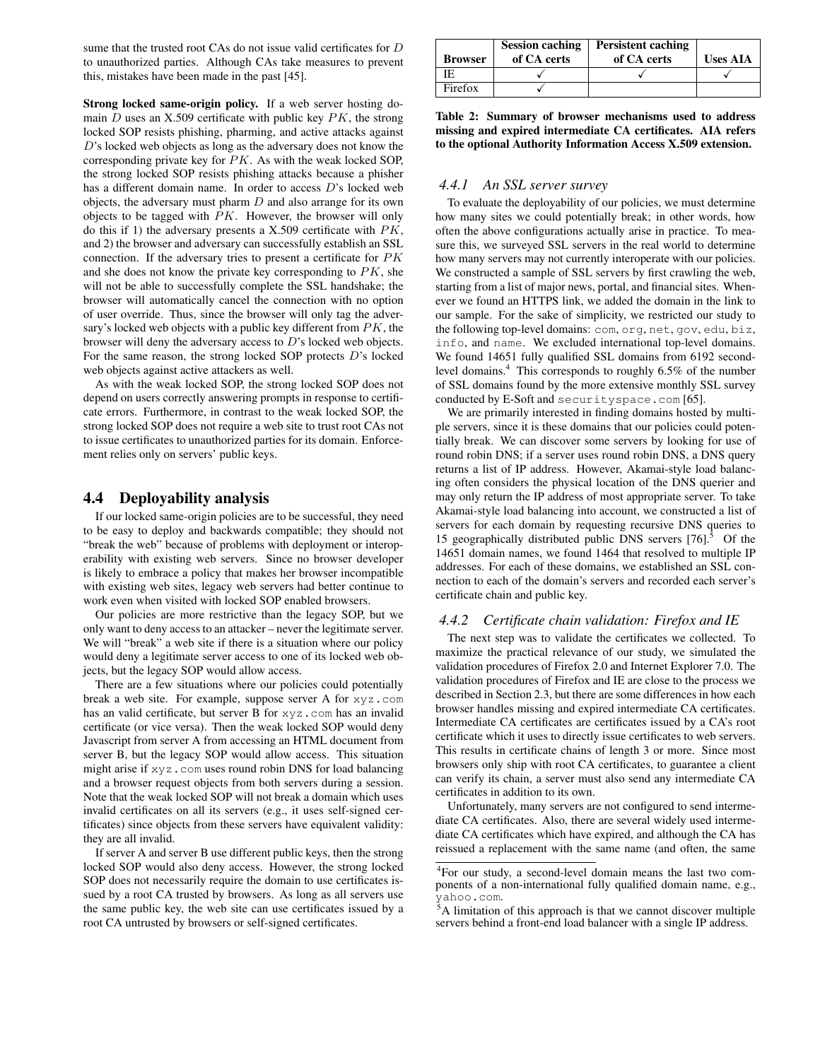sume that the trusted root CAs do not issue valid certificates for $D$ to unauthorized parties. Although CAs take measures to prevent this, mistakes have been made in the past [45].

**Strong locked same-origin policy.** If a web server hosting domain $D$ uses an X.509 certificate with public key $PK$, the strong locked SOP resists phishing, pharming, and active attacks against $D$'s locked web objects as long as the adversary does not know the corresponding private key for $PK$. As with the weak locked SOP, the strong locked SOP resists phishing attacks because a phisher has a different domain name. In order to access $D$'s locked web objects, the adversary must pharm $D$ and also arrange for its own objects to be tagged with $PK$. However, the browser will only do this if 1) the adversary presents a X.509 certificate with $PK$, and 2) the browser and adversary can successfully establish an SSL connection. If the adversary tries to present a certificate for $PK$ and she does not know the private key corresponding to $PK$, she will not be able to successfully complete the SSL handshake; the browser will automatically cancel the connection with no option of user override. Thus, since the browser will only tag the adversary's locked web objects with a public key different from $PK$, the browser will deny the adversary access to $D$'s locked web objects. For the same reason, the strong locked SOP protects $D$'s locked web objects against active attackers as well.

As with the weak locked SOP, the strong locked SOP does not depend on users correctly answering prompts in response to certificate errors. Furthermore, in contrast to the weak locked SOP, the strong locked SOP does not require a web site to trust root CAs not to issue certificates to unauthorized parties for its domain. Enforcement relies only on servers' public keys.

## 4.4 Deployability analysis

If our locked same-origin policies are to be successful, they need to be easy to deploy and backwards compatible; they should not "break the web" because of problems with deployment or interoperability with existing web servers. Since no browser developer is likely to embrace a policy that makes her browser incompatible with existing web sites, legacy web servers had better continue to work even when visited with locked SOP enabled browsers.

Our policies are more restrictive than the legacy SOP, but we only want to deny access to an attacker – never the legitimate server. We will "break" a web site if there is a situation where our policy would deny a legitimate server access to one of its locked web objects, but the legacy SOP would allow access.

There are a few situations where our policies could potentially break a web site. For example, suppose server A for `xyz.com` has an valid certificate, but server B for `xyz.com` has an invalid certificate (or vice versa). Then the weak locked SOP would deny Javascript from server A from accessing an HTML document from server B, but the legacy SOP would allow access. This situation might arise if `xyz.com` uses round robin DNS for load balancing and a browser request objects from both servers during a session. Note that the weak locked SOP will not break a domain which uses invalid certificates on all its servers (e.g., it uses self-signed certificates) since objects from these servers have equivalent validity: they are all invalid.

If server A and server B use different public keys, then the strong locked SOP would also deny access. However, the strong locked SOP does not necessarily require the domain to use certificates issued by a root CA trusted by browsers. As long as all servers use the same public key, the web site can use certificates issued by a root CA untrusted by browsers or self-signed certificates.

| Browser | Session caching of CA certs | Persistent caching of CA certs | Uses AIA |
|---|---|---|---|
| IE | ✓ | ✓ | ✓ |
| Firefox | ✓ | | |

**Table 2: Summary of browser mechanisms used to address missing and expired intermediate CA certificates. AIA refers to the optional Authority Information Access X.509 extension.**

### 4.4.1 An SSL server survey

To evaluate the deployability of our policies, we must determine how many sites we could potentially break; in other words, how often the above configurations actually arise in practice. To measure this, we surveyed SSL servers in the real world to determine how many servers may not currently interoperate with our policies. We constructed a sample of SSL servers by first crawling the web, starting from a list of major news, portal, and financial sites. Whenever we found an HTTPS link, we added the domain in the link to our sample. For the sake of simplicity, we restricted our study to the following top-level domains: `com`, `org`, `net`, `gov`, `edu`, `biz`, `info`, and `name`. We excluded international top-level domains. We found 14651 fully qualified SSL domains from 6192 second-level domains.[4] This corresponds to roughly 6.5% of the number of SSL domains found by the more extensive monthly SSL survey conducted by E-Soft and `securityspace.com` [65].

We are primarily interested in finding domains hosted by multiple servers, since it is these domains that our policies could potentially break. We can discover some servers by looking for use of round robin DNS; if a server uses round robin DNS, a DNS query returns a list of IP address. However, Akamai-style load balancing often considers the physical location of the DNS querier and may only return the IP address of most appropriate server. To take Akamai-style load balancing into account, we constructed a list of servers for each domain by requesting recursive DNS queries to 15 geographically distributed public DNS servers [76].[5] Of the 14651 domain names, we found 1464 that resolved to multiple IP addresses. For each of these domains, we established an SSL connection to each of the domain's servers and recorded each server's certificate chain and public key.

### 4.4.2 Certificate chain validation: Firefox and IE

The next step was to validate the certificates we collected. To maximize the practical relevance of our study, we simulated the validation procedures of Firefox 2.0 and Internet Explorer 7.0. The validation procedures of Firefox and IE are close to the process we described in Section 2.3, but there are some differences in how each browser handles missing and expired intermediate CA certificates. Intermediate CA certificates are certificates issued by a CA's root certificate which it uses to directly issue certificates to web servers. This results in certificate chains of length 3 or more. Since most browsers only ship with root CA certificates, to guarantee a client can verify its chain, a server must also send any intermediate CA certificates in addition to its own.

Unfortunately, many servers are not configured to send intermediate CA certificates. Also, there are several widely used intermediate CA certificates which have expired, and although the CA has reissued a replacement with the same name (and often, the same

[4] For our study, a second-level domain means the last two components of a non-international fully qualified domain name, e.g., `yahoo.com`.

[5] A limitation of this approach is that we cannot discover multiple servers behind a front-end load balancer with a single IP address.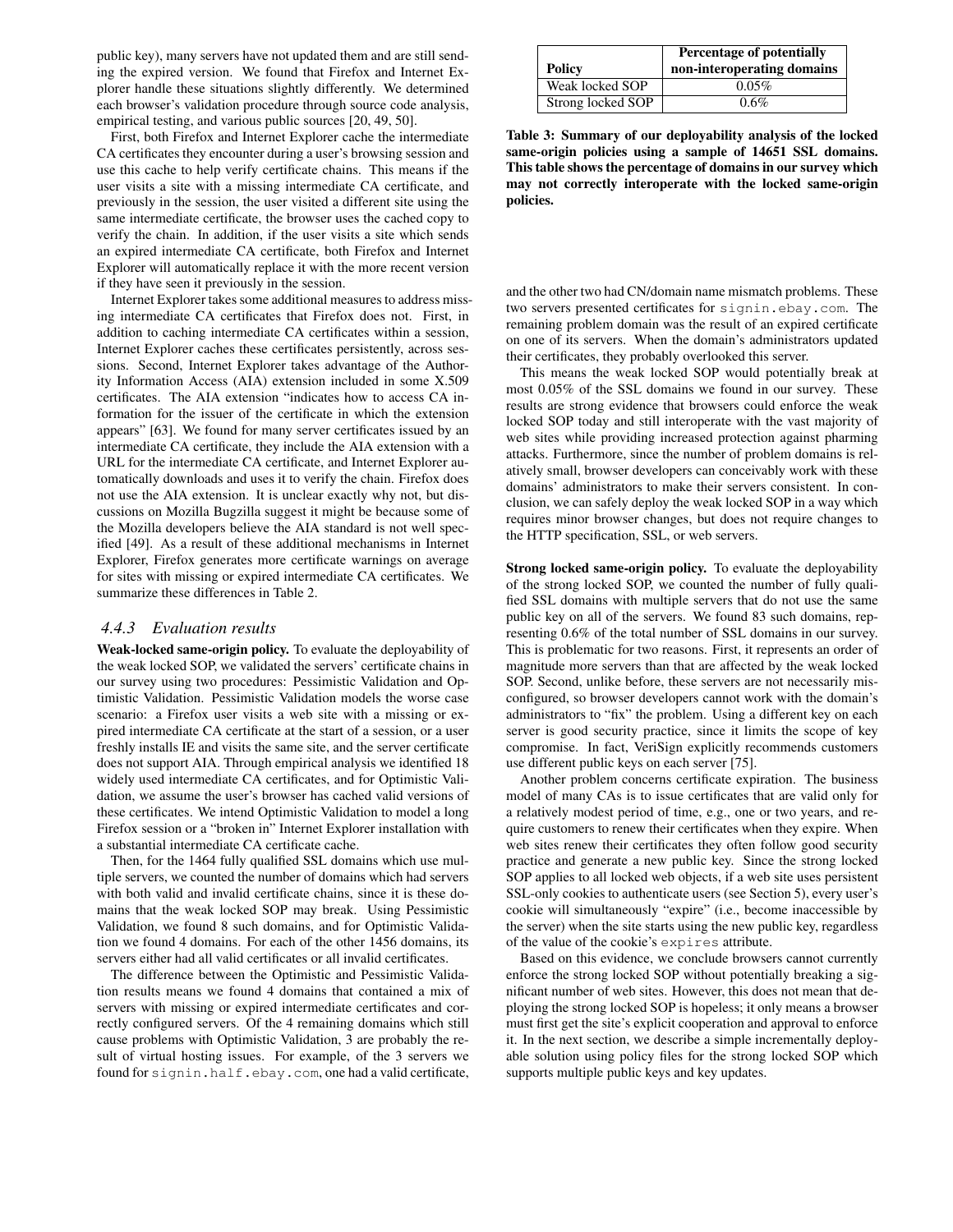public key), many servers have not updated them and are still sending the expired version. We found that Firefox and Internet Explorer handle these situations slightly differently. We determined each browser's validation procedure through source code analysis, empirical testing, and various public sources [20, 49, 50].

First, both Firefox and Internet Explorer cache the intermediate CA certificates they encounter during a user's browsing session and use this cache to help verify certificate chains. This means if the user visits a site with a missing intermediate CA certificate, and previously in the session, the user visited a different site using the same intermediate certificate, the browser uses the cached copy to verify the chain. In addition, if the user visits a site which sends an expired intermediate CA certificate, both Firefox and Internet Explorer will automatically replace it with the more recent version if they have seen it previously in the session.

Internet Explorer takes some additional measures to address missing intermediate CA certificates that Firefox does not. First, in addition to caching intermediate CA certificates within a session, Internet Explorer caches these certificates persistently, across sessions. Second, Internet Explorer takes advantage of the Authority Information Access (AIA) extension included in some X.509 certificates. The AIA extension "indicates how to access CA information for the issuer of the certificate in which the extension appears" [63]. We found for many server certificates issued by an intermediate CA certificate, they include the AIA extension with a URL for the intermediate CA certificate, and Internet Explorer automatically downloads and uses it to verify the chain. Firefox does not use the AIA extension. It is unclear exactly why not, but discussions on Mozilla Bugzilla suggest it might be because some of the Mozilla developers believe the AIA standard is not well specified [49]. As a result of these additional mechanisms in Internet Explorer, Firefox generates more certificate warnings on average for sites with missing or expired intermediate CA certificates. We summarize these differences in Table 2.

### *4.4.3 Evaluation results*

**Weak-locked same-origin policy.** To evaluate the deployability of the weak locked SOP, we validated the servers' certificate chains in our survey using two procedures: Pessimistic Validation and Optimistic Validation. Pessimistic Validation models the worse case scenario: a Firefox user visits a web site with a missing or expired intermediate CA certificate at the start of a session, or a user freshly installs IE and visits the same site, and the server certificate does not support AIA. Through empirical analysis we identified 18 widely used intermediate CA certificates, and for Optimistic Validation, we assume the user's browser has cached valid versions of these certificates. We intend Optimistic Validation to model a long Firefox session or a "broken in" Internet Explorer installation with a substantial intermediate CA certificate cache.

Then, for the 1464 fully qualified SSL domains which use multiple servers, we counted the number of domains which had servers with both valid and invalid certificate chains, since it is these domains that the weak locked SOP may break. Using Pessimistic Validation, we found 8 such domains, and for Optimistic Validation we found 4 domains. For each of the other 1456 domains, its servers either had all valid certificates or all invalid certificates.

The difference between the Optimistic and Pessimistic Validation results means we found 4 domains that contained a mix of servers with missing or expired intermediate certificates and correctly configured servers. Of the 4 remaining domains which still cause problems with Optimistic Validation, 3 are probably the result of virtual hosting issues. For example, of the 3 servers we found for `signin.half.ebay.com`, one had a valid certificate, and the other two had CN/domain name mismatch problems. These two servers presented certificates for `signin.ebay.com`. The remaining problem domain was the result of an expired certificate on one of its servers. When the domain's administrators updated their certificates, they probably overlooked this server.

| Policy | Percentage of potentially non-interoperating domains |
|---|---|
| Weak locked SOP | 0.05% |
| Strong locked SOP | 0.6% |

**Table 3: Summary of our deployability analysis of the locked same-origin policies using a sample of 14651 SSL domains. This table shows the percentage of domains in our survey which may not correctly interoperate with the locked same-origin policies.**

This means the weak locked SOP would potentially break at most 0.05% of the SSL domains we found in our survey. These results are strong evidence that browsers could enforce the weak locked SOP today and still interoperate with the vast majority of web sites while providing increased protection against pharming attacks. Furthermore, since the number of problem domains is relatively small, browser developers can conceivably work with these domains' administrators to make their servers consistent. In conclusion, we can safely deploy the weak locked SOP in a way which requires minor browser changes, but does not require changes to the HTTP specification, SSL, or web servers.

**Strong locked same-origin policy.** To evaluate the deployability of the strong locked SOP, we counted the number of fully qualified SSL domains with multiple servers that do not use the same public key on all of the servers. We found 83 such domains, representing 0.6% of the total number of SSL domains in our survey. This is problematic for two reasons. First, it represents an order of magnitude more servers than that are affected by the weak locked SOP. Second, unlike before, these servers are not necessarily misconfigured, so browser developers cannot work with the domain's administrators to "fix" the problem. Using a different key on each server is good security practice, since it limits the scope of key compromise. In fact, VeriSign explicitly recommends customers use different public keys on each server [75].

Another problem concerns certificate expiration. The business model of many CAs is to issue certificates that are valid only for a relatively modest period of time, e.g., one or two years, and require customers to renew their certificates when they expire. When web sites renew their certificates they often follow good security practice and generate a new public key. Since the strong locked SOP applies to all locked web objects, if a web site uses persistent SSL-only cookies to authenticate users (see Section 5), every user's cookie will simultaneously "expire" (i.e., become inaccessible by the server) when the site starts using the new public key, regardless of the value of the cookie's `expires` attribute.

Based on this evidence, we conclude browsers cannot currently enforce the strong locked SOP without potentially breaking a significant number of web sites. However, this does not mean that deploying the strong locked SOP is hopeless; it only means a browser must first get the site's explicit cooperation and approval to enforce it. In the next section, we describe a simple incrementally deployable solution using policy files for the strong locked SOP which supports multiple public keys and key updates.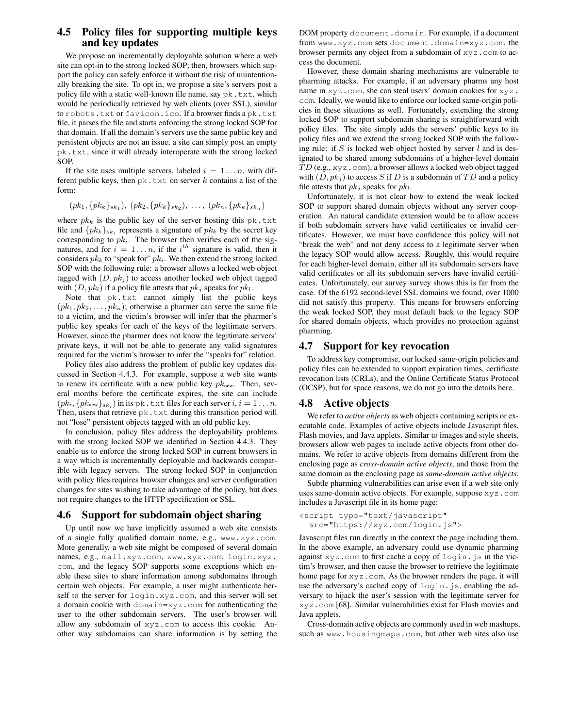## 4.5 Policy files for supporting multiple keys and key updates

We propose an incrementally deployable solution where a web site can opt-in to the strong locked SOP; then, browsers which support the policy can safely enforce it without the risk of unintentionally breaking the site. To opt in, we propose a site's servers post a policy file with a static well-known file name, say pk.txt, which would be periodically retrieved by web clients (over SSL), similar to robots.txt or favicon.ico. If a browser finds a pk.txt file, it parses the file and starts enforcing the strong locked SOP for that domain. If all the domain's servers use the same public key and persistent objects are not an issue, a site can simply post an empty pk.txt, since it will already interoperate with the strong locked SOP.

If the site uses multiple servers, labeled $i = 1 \dots n$, with different public keys, then pk.txt on server $k$ contains a list of the form:

$$(pk_1, \{pk_k\}_{sk_1}),\ (pk_2, \{pk_k\}_{sk_2}),\ \dots,\ (pk_n, \{pk_k\}_{sk_n})$$

where $pk_k$ is the public key of the server hosting this pk.txt file and $\{pk_k\}_{sk_i}$ represents a signature of $pk_k$ by the secret key corresponding to $pk_i$. The browser then verifies each of the signatures, and for $i = 1 \dots n$, if the $i^{th}$ signature is valid, then it considers $pk_k$ to "speak for" $pk_i$. We then extend the strong locked SOP with the following rule: a browser allows a locked web object tagged with $(D, pk_j)$ to access another locked web object tagged with $(D, pk_l)$ if a policy file attests that $pk_j$ speaks for $pk_l$.

Note that pk.txt cannot simply list the public keys $(pk_1, pk_2, \dots, pk_n)$; otherwise a pharmer can serve the same file to a victim, and the victim's browser will infer that the pharmer's public key speaks for each of the keys of the legitimate servers. However, since the pharmer does not know the legitimate servers' private keys, it will not be able to generate any valid signatures required for the victim's browser to infer the "speaks for" relation.

Policy files also address the problem of public key updates discussed in Section 4.4.3. For example, suppose a web site wants to renew its certificate with a new public key $pk_{\text{new}}$. Then, several months before the certificate expires, the site can include $(pk_i, \{pk_{\text{new}}\}_{sk_i})$ in its pk.txt files for each server $i, i = 1 \dots n$. Then, users that retrieve pk.txt during this transition period will not "lose" persistent objects tagged with an old public key.

In conclusion, policy files address the deployability problems with the strong locked SOP we identified in Section 4.4.3. They enable us to enforce the strong locked SOP in current browsers in a way which is incrementally deployable and backwards compatible with legacy servers. The strong locked SOP in conjunction with policy files requires browser changes and server configuration changes for sites wishing to take advantage of the policy, but does not require changes to the HTTP specification or SSL.

## 4.6 Support for subdomain object sharing

Up until now we have implicitly assumed a web site consists of a single fully qualified domain name, e.g., www.xyz.com. More generally, a web site might be composed of several domain names, e.g., mail.xyz.com, www.xyz.com, login.xyz.com, and the legacy SOP supports some exceptions which enable these sites to share information among subdomains through certain web objects. For example, a user might authenticate herself to the server for login.xyz.com, and this server will set a domain cookie with domain=xyz.com for authenticating the user to the other subdomain servers. The user's browser will allow any subdomain of xyz.com to access this cookie. Another way subdomains can share information is by setting the DOM property document.domain. For example, if a document from www.xyz.com sets document.domain=xyz.com, the browser permits any object from a subdomain of xyz.com to access the document.

However, these domain sharing mechanisms are vulnerable to pharming attacks. For example, if an adversary pharms any host name in xyz.com, she can steal users' domain cookies for xyz.com. Ideally, we would like to enforce our locked same-origin policies in these situations as well. Fortunately, extending the strong locked SOP to support subdomain sharing is straightforward with policy files. The site simply adds the servers' public keys to its policy files and we extend the strong locked SOP with the following rule: if $S$ is locked web object hosted by server $l$ and is designated to be shared among subdomains of a higher-level domain $TD$ (e.g., xyz.com), a browser allows a locked web object tagged with $(D, pk_j)$ to access $S$ if $D$ is a subdomain of $TD$ and a policy file attests that $pk_j$ speaks for $pk_l$.

Unfortunately, it is not clear how to extend the weak locked SOP to support shared domain objects without any server cooperation. An natural candidate extension would be to allow access if both subdomain servers have valid certificates or invalid certificates. However, we have no confidence this policy will not "break the web" and not deny access to a legitimate server when the legacy SOP would allow access. Roughly, this would require for each higher-level domain, either all its subdomain servers have valid certificates or all its subdomain servers have invalid certificates. Unfortunately, our survey survey shows this is far from the case. Of the 6192 second-level SSL domains we found, over 1000 did not satisfy this property. This means for browsers enforcing the weak locked SOP, they must default back to the legacy SOP for shared domain objects, which provides no protection against pharming.

## 4.7 Support for key revocation

To address key compromise, our locked same-origin policies and policy files can be extended to support expiration times, certificate revocation lists (CRLs), and the Online Certificate Status Protocol (OCSP), but for space reasons, we do not go into the details here.

## 4.8 Active objects

We refer to *active objects* as web objects containing scripts or executable code. Examples of active objects include Javascript files, Flash movies, and Java applets. Similar to images and style sheets, browsers allow web pages to include active objects from other domains. We refer to active objects from domains different from the enclosing page as *cross-domain active objects*, and those from the same domain as the enclosing page as *same-domain active objects*.

Subtle pharming vulnerabilities can arise even if a web site only uses same-domain active objects. For example, suppose xyz.com includes a Javascript file in its home page:

```
<script type="text/javascript"
  src="https://xyz.com/login.js">
```

Javascript files run directly in the context the page including them. In the above example, an adversary could use dynamic pharming against xyz.com to first cache a copy of login.js in the victim's browser, and then cause the browser to retrieve the legitimate home page for xyz.com. As the browser renders the page, it will use the adversary's cached copy of login.js, enabling the adversary to hijack the user's session with the legitimate server for xyz.com [68]. Similar vulnerabilities exist for Flash movies and Java applets.

Cross-domain active objects are commonly used in web mashups, such as www.housingmaps.com, but other web sites also use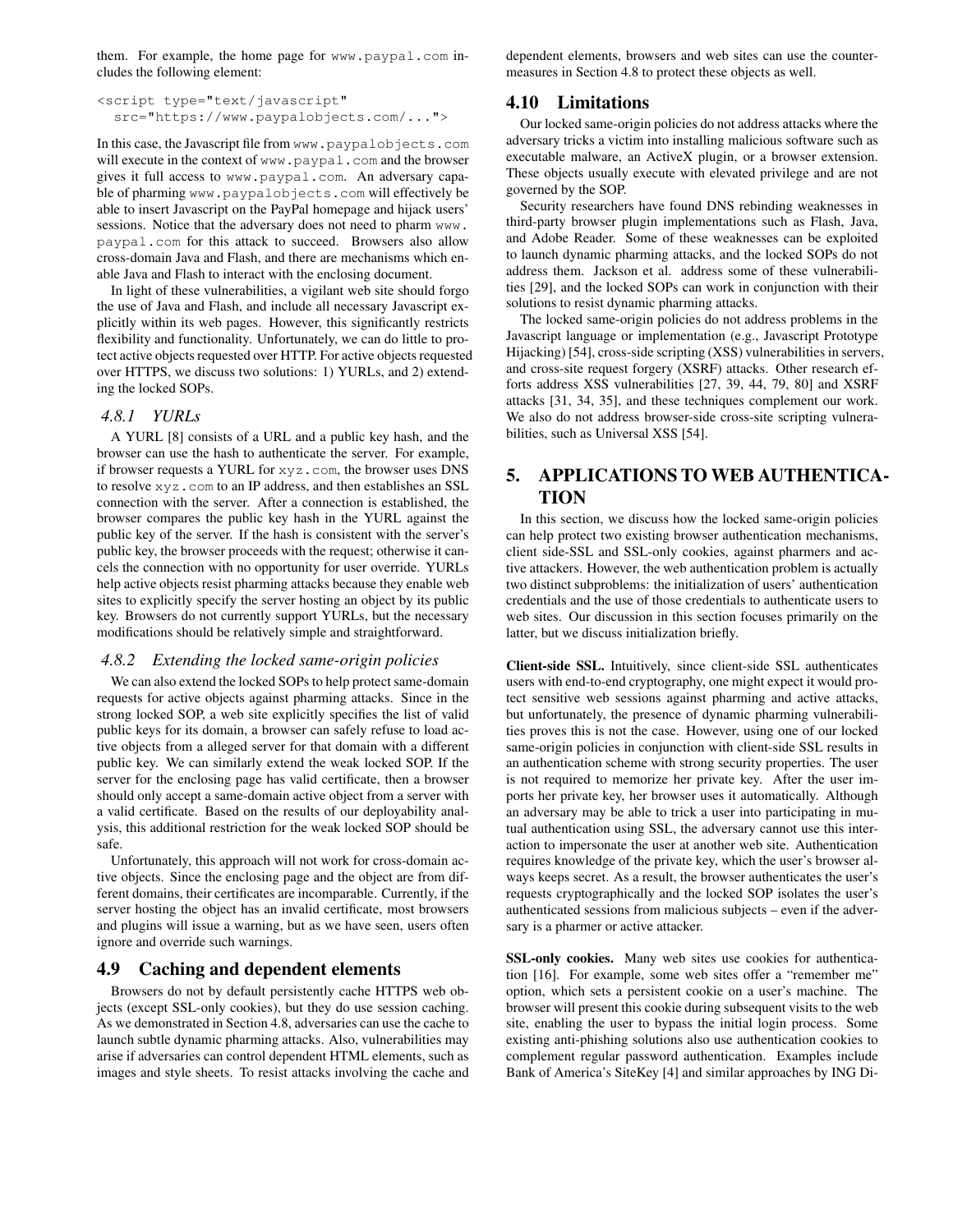them. For example, the home page for www.paypal.com includes the following element:

```
<script type="text/javascript"
  src="https://www.paypalobjects.com/...">
```

In this case, the Javascript file from www.paypalobjects.com will execute in the context of www.paypal.com and the browser gives it full access to www.paypal.com. An adversary capable of pharming www.paypalobjects.com will effectively be able to insert Javascript on the PayPal homepage and hijack users' sessions. Notice that the adversary does not need to pharm www.paypal.com for this attack to succeed. Browsers also allow cross-domain Java and Flash, and there are mechanisms which enable Java and Flash to interact with the enclosing document.

In light of these vulnerabilities, a vigilant web site should forgo the use of Java and Flash, and include all necessary Javascript explicitly within its web pages. However, this significantly restricts flexibility and functionality. Unfortunately, we can do little to protect active objects requested over HTTP. For active objects requested over HTTPS, we discuss two solutions: 1) YURLs, and 2) extending the locked SOPs.

#### *4.8.1 YURLs*

A YURL [8] consists of a URL and a public key hash, and the browser can use the hash to authenticate the server. For example, if browser requests a YURL for xyz.com, the browser uses DNS to resolve xyz.com to an IP address, and then establishes an SSL connection with the server. After a connection is established, the browser compares the public key hash in the YURL against the public key of the server. If the hash is consistent with the server's public key, the browser proceeds with the request; otherwise it cancels the connection with no opportunity for user override. YURLs help active objects resist pharming attacks because they enable web sites to explicitly specify the server hosting an object by its public key. Browsers do not currently support YURLs, but the necessary modifications should be relatively simple and straightforward.

#### *4.8.2 Extending the locked same-origin policies*

We can also extend the locked SOPs to help protect same-domain requests for active objects against pharming attacks. Since in the strong locked SOP, a web site explicitly specifies the list of valid public keys for its domain, a browser can safely refuse to load active objects from a alleged server for that domain with a different public key. We can similarly extend the weak locked SOP. If the server for the enclosing page has valid certificate, then a browser should only accept a same-domain active object from a server with a valid certificate. Based on the results of our deployability analysis, this additional restriction for the weak locked SOP should be safe.

Unfortunately, this approach will not work for cross-domain active objects. Since the enclosing page and the object are from different domains, their certificates are incomparable. Currently, if the server hosting the object has an invalid certificate, most browsers and plugins will issue a warning, but as we have seen, users often ignore and override such warnings.

### 4.9 Caching and dependent elements

Browsers do not by default persistently cache HTTPS web objects (except SSL-only cookies), but they do use session caching. As we demonstrated in Section 4.8, adversaries can use the cache to launch subtle dynamic pharming attacks. Also, vulnerabilities may arise if adversaries can control dependent HTML elements, such as images and style sheets. To resist attacks involving the cache and dependent elements, browsers and web sites can use the countermeasures in Section 4.8 to protect these objects as well.

### 4.10 Limitations

Our locked same-origin policies do not address attacks where the adversary tricks a victim into installing malicious software such as executable malware, an ActiveX plugin, or a browser extension. These objects usually execute with elevated privilege and are not governed by the SOP.

Security researchers have found DNS rebinding weaknesses in third-party browser plugin implementations such as Flash, Java, and Adobe Reader. Some of these weaknesses can be exploited to launch dynamic pharming attacks, and the locked SOPs do not address them. Jackson et al. address some of these vulnerabilities [29], and the locked SOPs can work in conjunction with their solutions to resist dynamic pharming attacks.

The locked same-origin policies do not address problems in the Javascript language or implementation (e.g., Javascript Prototype Hijacking) [54], cross-side scripting (XSS) vulnerabilities in servers, and cross-site request forgery (XSRF) attacks. Other research efforts address XSS vulnerabilities [27, 39, 44, 79, 80] and XSRF attacks [31, 34, 35], and these techniques complement our work. We also do not address browser-side cross-site scripting vulnerabilities, such as Universal XSS [54].

## 5. APPLICATIONS TO WEB AUTHENTICATION

In this section, we discuss how the locked same-origin policies can help protect two existing browser authentication mechanisms, client side-SSL and SSL-only cookies, against pharmers and active attackers. However, the web authentication problem is actually two distinct subproblems: the initialization of users' authentication credentials and the use of those credentials to authenticate users to web sites. Our discussion in this section focuses primarily on the latter, but we discuss initialization briefly.

**Client-side SSL.** Intuitively, since client-side SSL authenticates users with end-to-end cryptography, one might expect it would protect sensitive web sessions against pharming and active attacks, but unfortunately, the presence of dynamic pharming vulnerabilities proves this is not the case. However, using one of our locked same-origin policies in conjunction with client-side SSL results in an authentication scheme with strong security properties. The user is not required to memorize her private key. After the user imports her private key, her browser uses it automatically. Although an adversary may be able to trick a user into participating in mutual authentication using SSL, the adversary cannot use this interaction to impersonate the user at another web site. Authentication requires knowledge of the private key, which the user's browser always keeps secret. As a result, the browser authenticates the user's requests cryptographically and the locked SOP isolates the user's authenticated sessions from malicious subjects – even if the adversary is a pharmer or active attacker.

**SSL-only cookies.** Many web sites use cookies for authentication [16]. For example, some web sites offer a "remember me" option, which sets a persistent cookie on a user's machine. The browser will present this cookie during subsequent visits to the web site, enabling the user to bypass the initial login process. Some existing anti-phishing solutions also use authentication cookies to complement regular password authentication. Examples include Bank of America's SiteKey [4] and similar approaches by ING Di-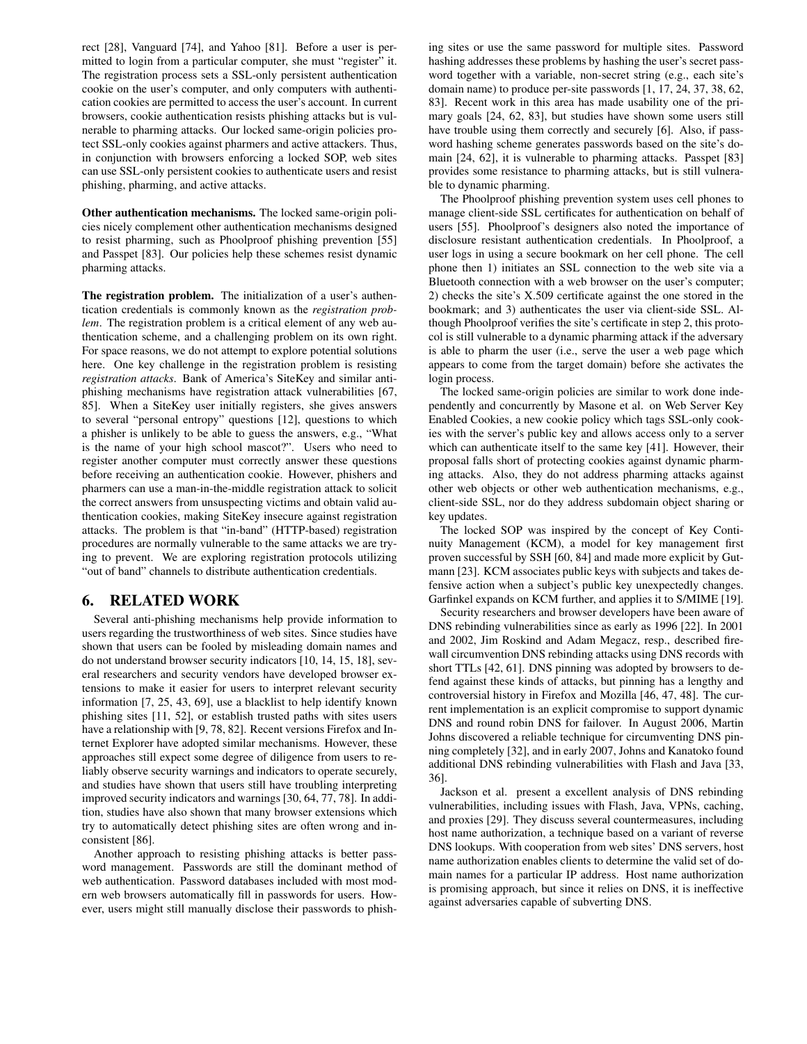rect [28], Vanguard [74], and Yahoo [81]. Before a user is permitted to login from a particular computer, she must "register" it. The registration process sets a SSL-only persistent authentication cookie on the user's computer, and only computers with authentication cookies are permitted to access the user's account. In current browsers, cookie authentication resists phishing attacks but is vulnerable to pharming attacks. Our locked same-origin policies protect SSL-only cookies against pharmers and active attackers. Thus, in conjunction with browsers enforcing a locked SOP, web sites can use SSL-only persistent cookies to authenticate users and resist phishing, pharming, and active attacks.

**Other authentication mechanisms.** The locked same-origin policies nicely complement other authentication mechanisms designed to resist pharming, such as Phoolproof phishing prevention [55] and Passpet [83]. Our policies help these schemes resist dynamic pharming attacks.

**The registration problem.** The initialization of a user's authentication credentials is commonly known as the *registration problem*. The registration problem is a critical element of any web authentication scheme, and a challenging problem on its own right. For space reasons, we do not attempt to explore potential solutions here. One key challenge in the registration problem is resisting *registration attacks*. Bank of America's SiteKey and similar antiphishing mechanisms have registration attack vulnerabilities [67, 85]. When a SiteKey user initially registers, she gives answers to several "personal entropy" questions [12], questions to which a phisher is unlikely to be able to guess the answers, e.g., "What is the name of your high school mascot?". Users who need to register another computer must correctly answer these questions before receiving an authentication cookie. However, phishers and pharmers can use a man-in-the-middle registration attack to solicit the correct answers from unsuspecting victims and obtain valid authentication cookies, making SiteKey insecure against registration attacks. The problem is that "in-band" (HTTP-based) registration procedures are normally vulnerable to the same attacks we are trying to prevent. We are exploring registration protocols utilizing "out of band" channels to distribute authentication credentials.

## 6. RELATED WORK

Several anti-phishing mechanisms help provide information to users regarding the trustworthiness of web sites. Since studies have shown that users can be fooled by misleading domain names and do not understand browser security indicators [10, 14, 15, 18], several researchers and security vendors have developed browser extensions to make it easier for users to interpret relevant security information [7, 25, 43, 69], use a blacklist to help identify known phishing sites [11, 52], or establish trusted paths with sites users have a relationship with [9, 78, 82]. Recent versions Firefox and Internet Explorer have adopted similar mechanisms. However, these approaches still expect some degree of diligence from users to reliably observe security warnings and indicators to operate securely, and studies have shown that users still have troubling interpreting improved security indicators and warnings [30, 64, 77, 78]. In addition, studies have also shown that many browser extensions which try to automatically detect phishing sites are often wrong and inconsistent [86].

Another approach to resisting phishing attacks is better password management. Passwords are still the dominant method of web authentication. Password databases included with most modern web browsers automatically fill in passwords for users. However, users might still manually disclose their passwords to phishing sites or use the same password for multiple sites. Password hashing addresses these problems by hashing the user's secret password together with a variable, non-secret string (e.g., each site's domain name) to produce per-site passwords [1, 17, 24, 37, 38, 62, 83]. Recent work in this area has made usability one of the primary goals [24, 62, 83], but studies have shown some users still have trouble using them correctly and securely [6]. Also, if password hashing scheme generates passwords based on the site's domain [24, 62], it is vulnerable to pharming attacks. Passpet [83] provides some resistance to pharming attacks, but is still vulnerable to dynamic pharming.

The Phoolproof phishing prevention system uses cell phones to manage client-side SSL certificates for authentication on behalf of users [55]. Phoolproof's designers also noted the importance of disclosure resistant authentication credentials. In Phoolproof, a user logs in using a secure bookmark on her cell phone. The cell phone then 1) initiates an SSL connection to the web site via a Bluetooth connection with a web browser on the user's computer; 2) checks the site's X.509 certificate against the one stored in the bookmark; and 3) authenticates the user via client-side SSL. Although Phoolproof verifies the site's certificate in step 2, this protocol is still vulnerable to a dynamic pharming attack if the adversary is able to pharm the user (i.e., serve the user a web page which appears to come from the target domain) before she activates the login process.

The locked same-origin policies are similar to work done independently and concurrently by Masone et al. on Web Server Key Enabled Cookies, a new cookie policy which tags SSL-only cookies with the server's public key and allows access only to a server which can authenticate itself to the same key [41]. However, their proposal falls short of protecting cookies against dynamic pharming attacks. Also, they do not address pharming attacks against other web objects or other web authentication mechanisms, e.g., client-side SSL, nor do they address subdomain object sharing or key updates.

The locked SOP was inspired by the concept of Key Continuity Management (KCM), a model for key management first proven successful by SSH [60, 84] and made more explicit by Gutmann [23]. KCM associates public keys with subjects and takes defensive action when a subject's public key unexpectedly changes. Garfinkel expands on KCM further, and applies it to S/MIME [19].

Security researchers and browser developers have been aware of DNS rebinding vulnerabilities since as early as 1996 [22]. In 2001 and 2002, Jim Roskind and Adam Megacz, resp., described firewall circumvention DNS rebinding attacks using DNS records with short TTLs [42, 61]. DNS pinning was adopted by browsers to defend against these kinds of attacks, but pinning has a lengthy and controversial history in Firefox and Mozilla [46, 47, 48]. The current implementation is an explicit compromise to support dynamic DNS and round robin DNS for failover. In August 2006, Martin Johns discovered a reliable technique for circumventing DNS pinning completely [32], and in early 2007, Johns and Kanatoko found additional DNS rebinding vulnerabilities with Flash and Java [33, 36].

Jackson et al. present a excellent analysis of DNS rebinding vulnerabilities, including issues with Flash, Java, VPNs, caching, and proxies [29]. They discuss several countermeasures, including host name authorization, a technique based on a variant of reverse DNS lookups. With cooperation from web sites' DNS servers, host name authorization enables clients to determine the valid set of domain names for a particular IP address. Host name authorization is promising approach, but since it relies on DNS, it is ineffective against adversaries capable of subverting DNS.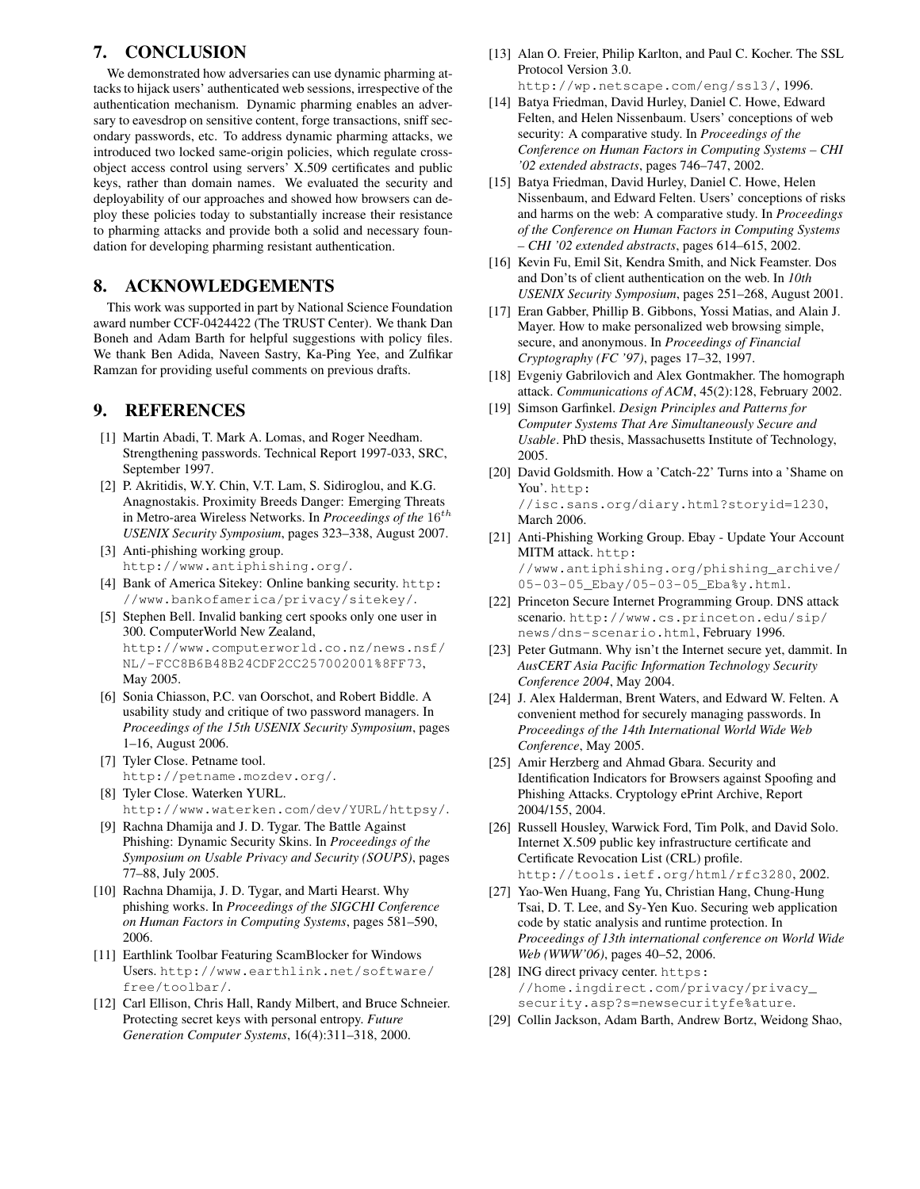## 7. CONCLUSION

We demonstrated how adversaries can use dynamic pharming attacks to hijack users' authenticated web sessions, irrespective of the authentication mechanism. Dynamic pharming enables an adversary to eavesdrop on sensitive content, forge transactions, sniff secondary passwords, etc. To address dynamic pharming attacks, we introduced two locked same-origin policies, which regulate cross-object access control using servers' X.509 certificates and public keys, rather than domain names. We evaluated the security and deployability of our approaches and showed how browsers can deploy these policies today to substantially increase their resistance to pharming attacks and provide both a solid and necessary foundation for developing pharming resistant authentication.

## 8. ACKNOWLEDGEMENTS

This work was supported in part by National Science Foundation award number CCF-0424422 (The TRUST Center). We thank Dan Boneh and Adam Barth for helpful suggestions with policy files. We thank Ben Adida, Naveen Sastry, Ka-Ping Yee, and Zulfikar Ramzan for providing useful comments on previous drafts.

## 9. REFERENCES

[1] Martin Abadi, T. Mark A. Lomas, and Roger Needham. Strengthening passwords. Technical Report 1997-033, SRC, September 1997.

[2] P. Akritidis, W.Y. Chin, V.T. Lam, S. Sidiroglou, and K.G. Anagnostakis. Proximity Breeds Danger: Emerging Threats in Metro-area Wireless Networks. In *Proceedings of the* $16^{th}$ *USENIX Security Symposium*, pages 323–338, August 2007.

[3] Anti-phishing working group. http://www.antiphishing.org/.

[4] Bank of America Sitekey: Online banking security. http://www.bankofamerica/privacy/sitekey/.

[5] Stephen Bell. Invalid banking cert spooks only one user in 300. ComputerWorld New Zealand, http://www.computerworld.co.nz/news.nsf/NL/-FCC8B6B48B24CDF2CC257002001%8FF73, May 2005.

[6] Sonia Chiasson, P.C. van Oorschot, and Robert Biddle. A usability study and critique of two password managers. In *Proceedings of the 15th USENIX Security Symposium*, pages 1–16, August 2006.

[7] Tyler Close. Petname tool. http://petname.mozdev.org/.

[8] Tyler Close. Waterken YURL. http://www.waterken.com/dev/YURL/httpsy/.

[9] Rachna Dhamija and J. D. Tygar. The Battle Against Phishing: Dynamic Security Skins. In *Proceedings of the Symposium on Usable Privacy and Security (SOUPS)*, pages 77–88, July 2005.

[10] Rachna Dhamija, J. D. Tygar, and Marti Hearst. Why phishing works. In *Proceedings of the SIGCHI Conference on Human Factors in Computing Systems*, pages 581–590, 2006.

[11] Earthlink Toolbar Featuring ScamBlocker for Windows Users. http://www.earthlink.net/software/free/toolbar/.

[12] Carl Ellison, Chris Hall, Randy Milbert, and Bruce Schneier. Protecting secret keys with personal entropy. *Future Generation Computer Systems*, 16(4):311–318, 2000.

[13] Alan O. Freier, Philip Karlton, and Paul C. Kocher. The SSL Protocol Version 3.0. http://wp.netscape.com/eng/ssl3/, 1996.

[14] Batya Friedman, David Hurley, Daniel C. Howe, Edward Felten, and Helen Nissenbaum. Users' conceptions of web security: A comparative study. In *Proceedings of the Conference on Human Factors in Computing Systems – CHI '02 extended abstracts*, pages 746–747, 2002.

[15] Batya Friedman, David Hurley, Daniel C. Howe, Helen Nissenbaum, and Edward Felten. Users' conceptions of risks and harms on the web: A comparative study. In *Proceedings of the Conference on Human Factors in Computing Systems – CHI '02 extended abstracts*, pages 614–615, 2002.

[16] Kevin Fu, Emil Sit, Kendra Smith, and Nick Feamster. Dos and Don'ts of client authentication on the web. In *10th USENIX Security Symposium*, pages 251–268, August 2001.

[17] Eran Gabber, Phillip B. Gibbons, Yossi Matias, and Alain J. Mayer. How to make personalized web browsing simple, secure, and anonymous. In *Proceedings of Financial Cryptography (FC '97)*, pages 17–32, 1997.

[18] Evgeniy Gabrilovich and Alex Gontmakher. The homograph attack. *Communications of ACM*, 45(2):128, February 2002.

[19] Simson Garfinkel. *Design Principles and Patterns for Computer Systems That Are Simultaneously Secure and Usable*. PhD thesis, Massachusetts Institute of Technology, 2005.

[20] David Goldsmith. How a 'Catch-22' Turns into a 'Shame on You'. http://isc.sans.org/diary.html?storyid=1230, March 2006.

[21] Anti-Phishing Working Group. Ebay - Update Your Account MITM attack. http://www.antiphishing.org/phishing_archive/05-03-05_Ebay/05-03-05_Eba%y.html.

[22] Princeton Secure Internet Programming Group. DNS attack scenario. http://www.cs.princeton.edu/sip/news/dns-scenario.html, February 1996.

[23] Peter Gutmann. Why isn't the Internet secure yet, dammit. In *AusCERT Asia Pacific Information Technology Security Conference 2004*, May 2004.

[24] J. Alex Halderman, Brent Waters, and Edward W. Felten. A convenient method for securely managing passwords. In *Proceedings of the 14th International World Wide Web Conference*, May 2005.

[25] Amir Herzberg and Ahmad Gbara. Security and Identification Indicators for Browsers against Spoofing and Phishing Attacks. Cryptology ePrint Archive, Report 2004/155, 2004.

[26] Russell Housley, Warwick Ford, Tim Polk, and David Solo. Internet X.509 public key infrastructure certificate and Certificate Revocation List (CRL) profile. http://tools.ietf.org/html/rfc3280, 2002.

[27] Yao-Wen Huang, Fang Yu, Christian Hang, Chung-Hung Tsai, D. T. Lee, and Sy-Yen Kuo. Securing web application code by static analysis and runtime protection. In *Proceedings of 13th international conference on World Wide Web (WWW'06)*, pages 40–52, 2006.

[28] ING direct privacy center. https://home.ingdirect.com/privacy/privacy_security.asp?s=newsecurityfe%ature.

[29] Collin Jackson, Adam Barth, Andrew Bortz, Weidong Shao,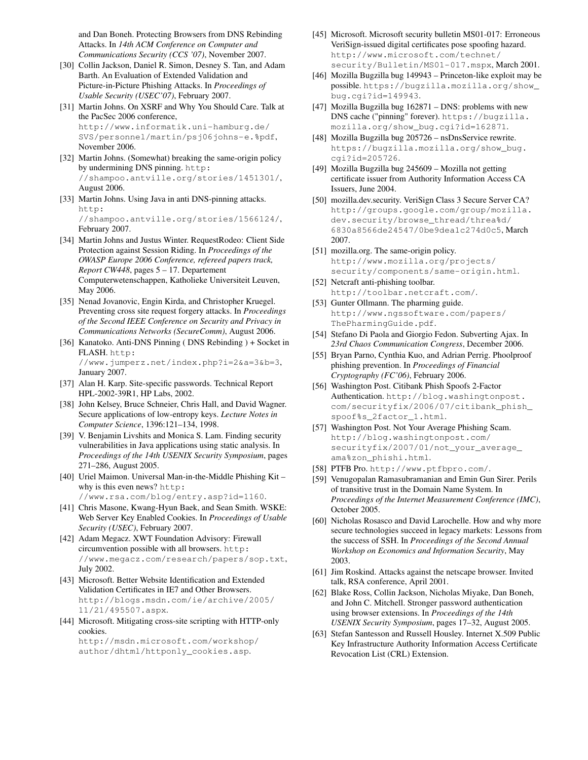and Dan Boneh. Protecting Browsers from DNS Rebinding Attacks. In *14th ACM Conference on Computer and Communications Security (CCS '07)*, November 2007.

[30] Collin Jackson, Daniel R. Simon, Desney S. Tan, and Adam Barth. An Evaluation of Extended Validation and Picture-in-Picture Phishing Attacks. In *Proceedings of Usable Security (USEC'07)*, February 2007.

[31] Martin Johns. On XSRF and Why You Should Care. Talk at the PacSec 2006 conference, http://www.informatik.uni-hamburg.de/SVS/personnel/martin/psj06johns-e.%pdf, November 2006.

[32] Martin Johns. (Somewhat) breaking the same-origin policy by undermining DNS pinning. http://shampoo.antville.org/stories/1451301/, August 2006.

[33] Martin Johns. Using Java in anti DNS-pinning attacks. http://shampoo.antville.org/stories/1566124/, February 2007.

[34] Martin Johns and Justus Winter. RequestRodeo: Client Side Protection against Session Riding. In *Proceedings of the OWASP Europe 2006 Conference, refereed papers track, Report CW448*, pages 5 – 17. Departement Computerwetenschappen, Katholieke Universiteit Leuven, May 2006.

[35] Nenad Jovanovic, Engin Kirda, and Christopher Kruegel. Preventing cross site request forgery attacks. In *Proceedings of the Second IEEE Conference on Security and Privacy in Communications Networks (SecureComm)*, August 2006.

[36] Kanatoko. Anti-DNS Pinning ( DNS Rebinding ) + Socket in FLASH. http://www.jumperz.net/index.php?i=2&a=3&b=3, January 2007.

[37] Alan H. Karp. Site-specific passwords. Technical Report HPL-2002-39R1, HP Labs, 2002.

[38] John Kelsey, Bruce Schneier, Chris Hall, and David Wagner. Secure applications of low-entropy keys. *Lecture Notes in Computer Science*, 1396:121–134, 1998.

[39] V. Benjamin Livshits and Monica S. Lam. Finding security vulnerabilities in Java applications using static analysis. In *Proceedings of the 14th USENIX Security Symposium*, pages 271–286, August 2005.

[40] Uriel Maimon. Universal Man-in-the-Middle Phishing Kit – why is this even news? http://www.rsa.com/blog/entry.asp?id=1160.

[41] Chris Masone, Kwang-Hyun Baek, and Sean Smith. WSKE: Web Server Key Enabled Cookies. In *Proceedings of Usable Security (USEC)*, February 2007.

[42] Adam Megacz. XWT Foundation Advisory: Firewall circumvention possible with all browsers. http://www.megacz.com/research/papers/sop.txt, July 2002.

[43] Microsoft. Better Website Identification and Extended Validation Certificates in IE7 and Other Browsers. http://blogs.msdn.com/ie/archive/2005/11/21/495507.aspx.

[44] Microsoft. Mitigating cross-site scripting with HTTP-only cookies. http://msdn.microsoft.com/workshop/author/dhtml/httponly_cookies.asp.

[45] Microsoft. Microsoft security bulletin MS01-017: Erroneous VeriSign-issued digital certificates pose spoofing hazard. http://www.microsoft.com/technet/security/Bulletin/MS01-017.mspx, March 2001.

[46] Mozilla Bugzilla bug 149943 – Princeton-like exploit may be possible. https://bugzilla.mozilla.org/show_bug.cgi?id=149943.

[47] Mozilla Bugzilla bug 162871 – DNS: problems with new DNS cache ("pinning" forever). https://bugzilla.mozilla.org/show_bug.cgi?id=162871.

[48] Mozilla Bugzilla bug 205726 – nsDnsService rewrite. https://bugzilla.mozilla.org/show_bug.cgi?id=205726.

[49] Mozilla Bugzilla bug 245609 – Mozilla not getting certificate issuer from Authority Information Access CA Issuers, June 2004.

[50] mozilla.dev.security. VeriSign Class 3 Secure Server CA? http://groups.google.com/group/mozilla.dev.security/browse_thread/threa%d/6830a8566de24547/0be9dea1c274d0c5, March 2007.

[51] mozilla.org. The same-origin policy. http://www.mozilla.org/projects/security/components/same-origin.html.

[52] Netcraft anti-phishing toolbar. http://toolbar.netcraft.com/.

[53] Gunter Ollmann. The pharming guide. http://www.ngssoftware.com/papers/ThePharmingGuide.pdf.

[54] Stefano Di Paola and Giorgio Fedon. Subverting Ajax. In *23rd Chaos Communication Congress*, December 2006.

[55] Bryan Parno, Cynthia Kuo, and Adrian Perrig. Phoolproof phishing prevention. In *Proceedings of Financial Cryptography (FC'06)*, February 2006.

[56] Washington Post. Citibank Phish Spoofs 2-Factor Authentication. http://blog.washingtonpost.com/securityfix/2006/07/citibank_phish_spoof%s_2factor_1.html.

[57] Washington Post. Not Your Average Phishing Scam. http://blog.washingtonpost.com/securityfix/2007/01/not_your_average_ama%zon_phishi.html.

[58] PTFB Pro. http://www.ptfbpro.com/.

[59] Venugopalan Ramasubramanian and Emin Gun Sirer. Perils of transitive trust in the Domain Name System. In *Proceedings of the Internet Measurement Conference (IMC)*, October 2005.

[60] Nicholas Rosasco and David Larochelle. How and why more secure technologies succeed in legacy markets: Lessons from the success of SSH. In *Proceedings of the Second Annual Workshop on Economics and Information Security*, May 2003.

[61] Jim Roskind. Attacks against the netscape browser. Invited talk, RSA conference, April 2001.

[62] Blake Ross, Collin Jackson, Nicholas Miyake, Dan Boneh, and John C. Mitchell. Stronger password authentication using browser extensions. In *Proceedings of the 14th USENIX Security Symposium*, pages 17–32, August 2005.

[63] Stefan Santesson and Russell Housley. Internet X.509 Public Key Infrastructure Authority Information Access Certificate Revocation List (CRL) Extension.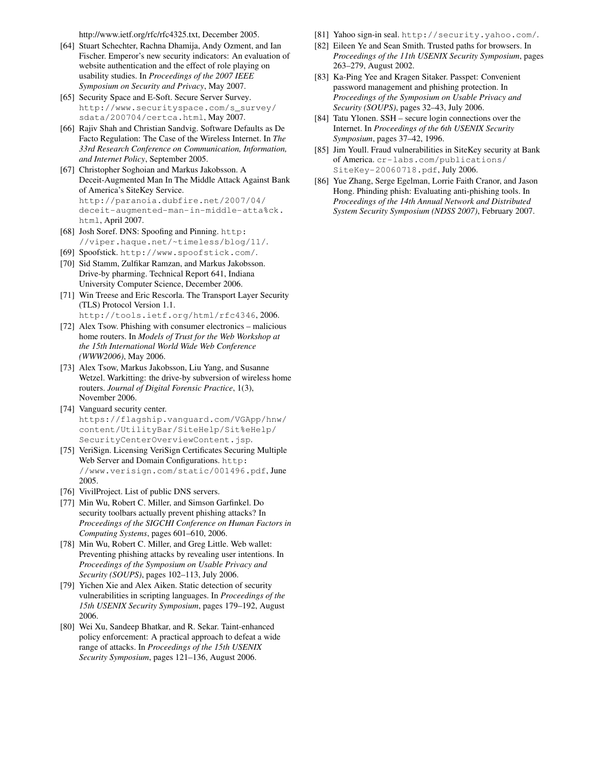http://www.ietf.org/rfc/rfc4325.txt, December 2005.

[64] Stuart Schechter, Rachna Dhamija, Andy Ozment, and Ian Fischer. Emperor's new security indicators: An evaluation of website authentication and the effect of role playing on usability studies. In *Proceedings of the 2007 IEEE Symposium on Security and Privacy*, May 2007.

[65] Security Space and E-Soft. Secure Server Survey. `http://www.securityspace.com/s_survey/sdata/200704/certca.html`, May 2007.

[66] Rajiv Shah and Christian Sandvig. Software Defaults as De Facto Regulation: The Case of the Wireless Internet. In *The 33rd Research Conference on Communication, Information, and Internet Policy*, September 2005.

[67] Christopher Soghoian and Markus Jakobsson. A Deceit-Augmented Man In The Middle Attack Against Bank of America's SiteKey Service. `http://paranoia.dubfire.net/2007/04/deceit-augmented-man-in-middle-atta%ck.html`, April 2007.

[68] Josh Soref. DNS: Spoofing and Pinning. `http://viper.haque.net/~timeless/blog/11/`.

[69] Spoofstick. `http://www.spoofstick.com/`.

[70] Sid Stamm, Zulfikar Ramzan, and Markus Jakobsson. Drive-by pharming. Technical Report 641, Indiana University Computer Science, December 2006.

[71] Win Treese and Eric Rescorla. The Transport Layer Security (TLS) Protocol Version 1.1. `http://tools.ietf.org/html/rfc4346`, 2006.

[72] Alex Tsow. Phishing with consumer electronics – malicious home routers. In *Models of Trust for the Web Workshop at the 15th International World Wide Web Conference (WWW2006)*, May 2006.

[73] Alex Tsow, Markus Jakobsson, Liu Yang, and Susanne Wetzel. Warkitting: the drive-by subversion of wireless home routers. *Journal of Digital Forensic Practice*, 1(3), November 2006.

[74] Vanguard security center. `https://flagship.vanguard.com/VGApp/hnw/content/UtilityBar/SiteHelp/Sit%eHelp/SecurityCenterOverviewContent.jsp`.

[75] VeriSign. Licensing VeriSign Certificates Securing Multiple Web Server and Domain Configurations. `http://www.verisign.com/static/001496.pdf`, June 2005.

[76] VivilProject. List of public DNS servers.

[77] Min Wu, Robert C. Miller, and Simson Garfinkel. Do security toolbars actually prevent phishing attacks? In *Proceedings of the SIGCHI Conference on Human Factors in Computing Systems*, pages 601–610, 2006.

[78] Min Wu, Robert C. Miller, and Greg Little. Web wallet: Preventing phishing attacks by revealing user intentions. In *Proceedings of the Symposium on Usable Privacy and Security (SOUPS)*, pages 102–113, July 2006.

[79] Yichen Xie and Alex Aiken. Static detection of security vulnerabilities in scripting languages. In *Proceedings of the 15th USENIX Security Symposium*, pages 179–192, August 2006.

[80] Wei Xu, Sandeep Bhatkar, and R. Sekar. Taint-enhanced policy enforcement: A practical approach to defeat a wide range of attacks. In *Proceedings of the 15th USENIX Security Symposium*, pages 121–136, August 2006.

[81] Yahoo sign-in seal. `http://security.yahoo.com/`.

[82] Eileen Ye and Sean Smith. Trusted paths for browsers. In *Proceedings of the 11th USENIX Security Symposium*, pages 263–279, August 2002.

[83] Ka-Ping Yee and Kragen Sitaker. Passpet: Convenient password management and phishing protection. In *Proceedings of the Symposium on Usable Privacy and Security (SOUPS)*, pages 32–43, July 2006.

[84] Tatu Ylonen. SSH – secure login connections over the Internet. In *Proceedings of the 6th USENIX Security Symposium*, pages 37–42, 1996.

[85] Jim Youll. Fraud vulnerabilities in SiteKey security at Bank of America. `cr-labs.com/publications/SiteKey-20060718.pdf`, July 2006.

[86] Yue Zhang, Serge Egelman, Lorrie Faith Cranor, and Jason Hong. Phinding phish: Evaluating anti-phishing tools. In *Proceedings of the 14th Annual Network and Distributed System Security Symposium (NDSS 2007)*, February 2007.